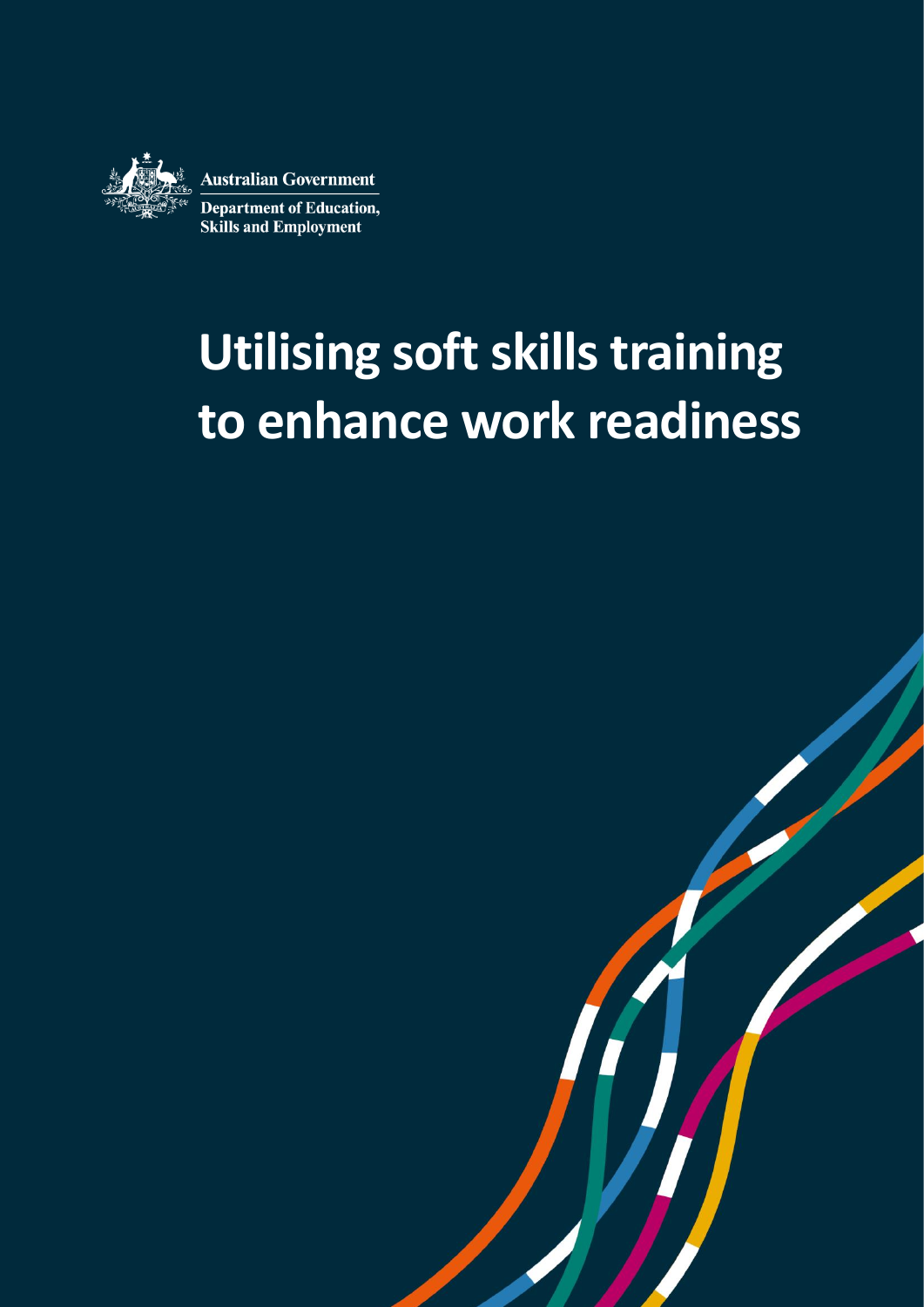Australian Government

Department of Education, Skills and Employment

# Utilising soft skills training to enhance work readiness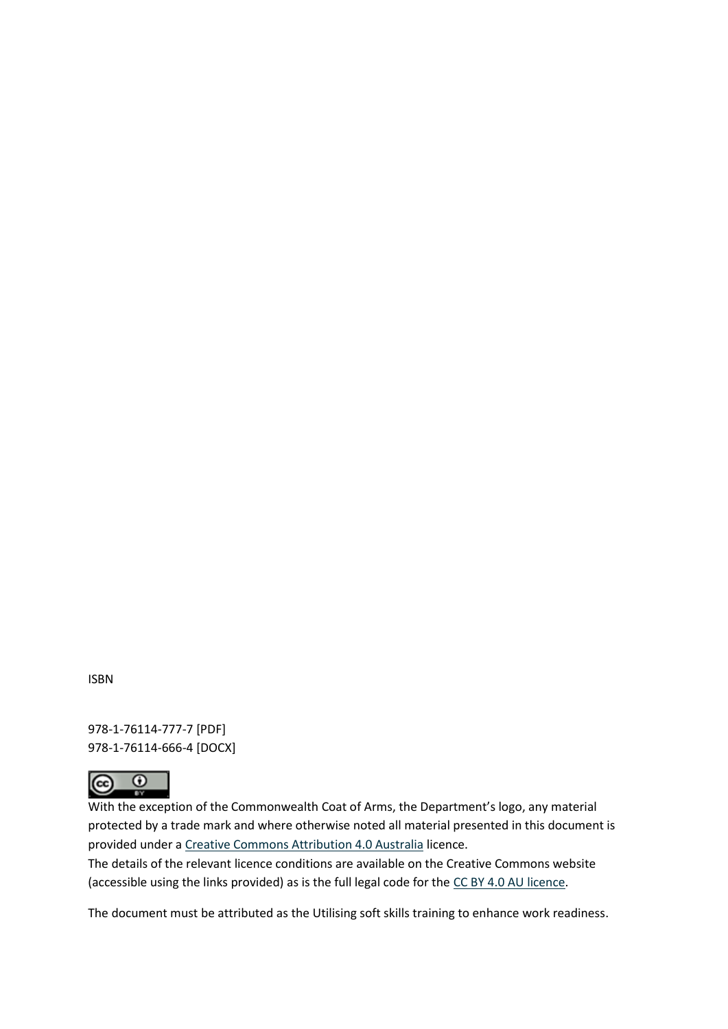ISBN

978-1-76114-777-7 [PDF]
978-1-76114-666-4 [DOCX]

With the exception of the Commonwealth Coat of Arms, the Department's logo, any material protected by a trade mark and where otherwise noted all material presented in this document is provided under a [Creative Commons Attribution 4.0 Australia](https://creativecommons.org/licenses/by/4.0/) licence.
The details of the relevant licence conditions are available on the Creative Commons website (accessible using the links provided) as is the full legal code for the [CC BY 4.0 AU licence](https://creativecommons.org/licenses/by/4.0/legalcode).

The document must be attributed as the Utilising soft skills training to enhance work readiness.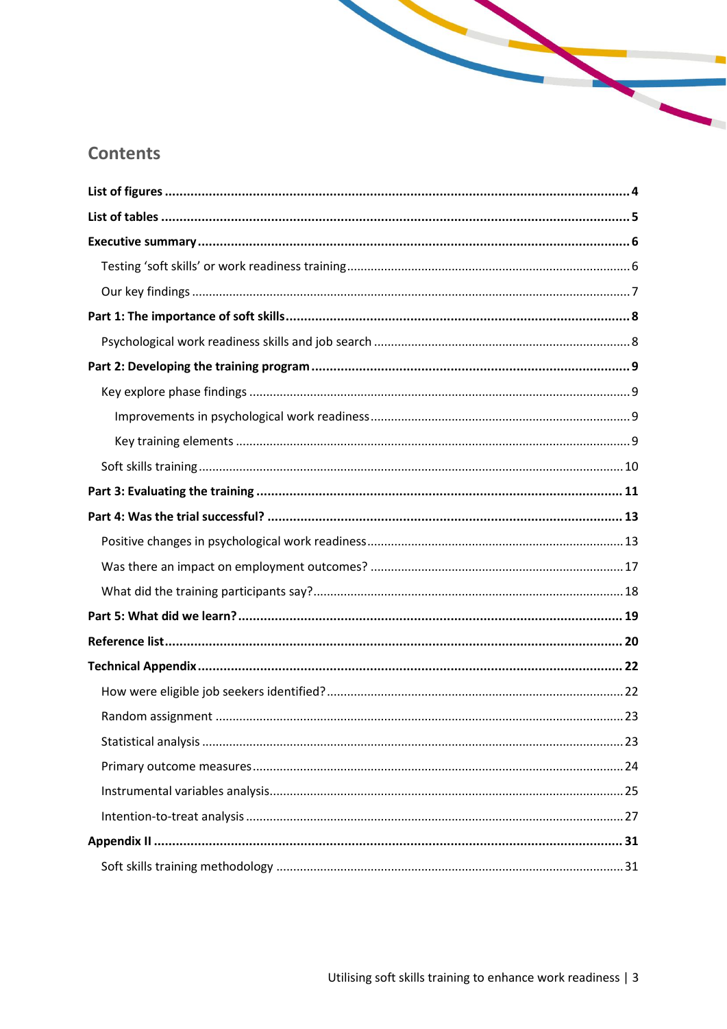## Contents

**List of figures** ........ **4**

**List of tables** ........ **5**

**Executive summary** ........ **6**

- Testing 'soft skills' or work readiness training ........ 6
- Our key findings ........ 7

**Part 1: The importance of soft skills** ........ **8**

- Psychological work readiness skills and job search ........ 8

**Part 2: Developing the training program** ........ **9**

- Key explore phase findings ........ 9
  - Improvements in psychological work readiness ........ 9
  - Key training elements ........ 9
- Soft skills training ........ 10

**Part 3: Evaluating the training** ........ **11**

**Part 4: Was the trial successful?** ........ **13**

- Positive changes in psychological work readiness ........ 13
- Was there an impact on employment outcomes? ........ 17
- What did the training participants say? ........ 18

**Part 5: What did we learn?** ........ **19**

**Reference list** ........ **20**

**Technical Appendix** ........ **22**

- How were eligible job seekers identified? ........ 22
- Random assignment ........ 23
- Statistical analysis ........ 23
- Primary outcome measures ........ 24
- Instrumental variables analysis ........ 25
- Intention-to-treat analysis ........ 27

**Appendix II** ........ **31**

- Soft skills training methodology ........ 31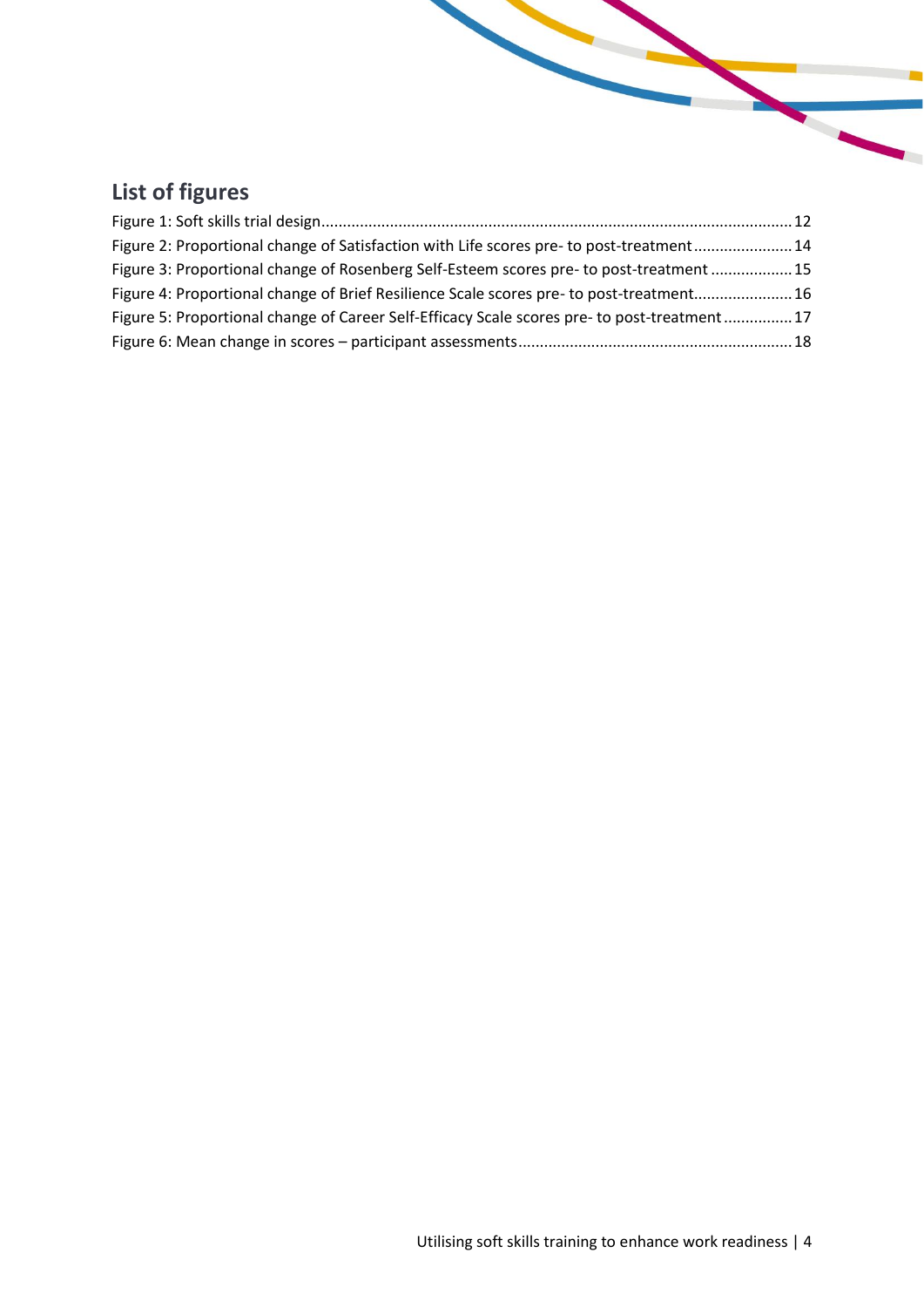## List of figures

Figure 1: Soft skills trial design............................................................................................................12
Figure 2: Proportional change of Satisfaction with Life scores pre- to post-treatment.......................14
Figure 3: Proportional change of Rosenberg Self-Esteem scores pre- to post-treatment ...................15
Figure 4: Proportional change of Brief Resilience Scale scores pre- to post-treatment.......................16
Figure 5: Proportional change of Career Self-Efficacy Scale scores pre- to post-treatment ................17
Figure 6: Mean change in scores – participant assessments...............................................................18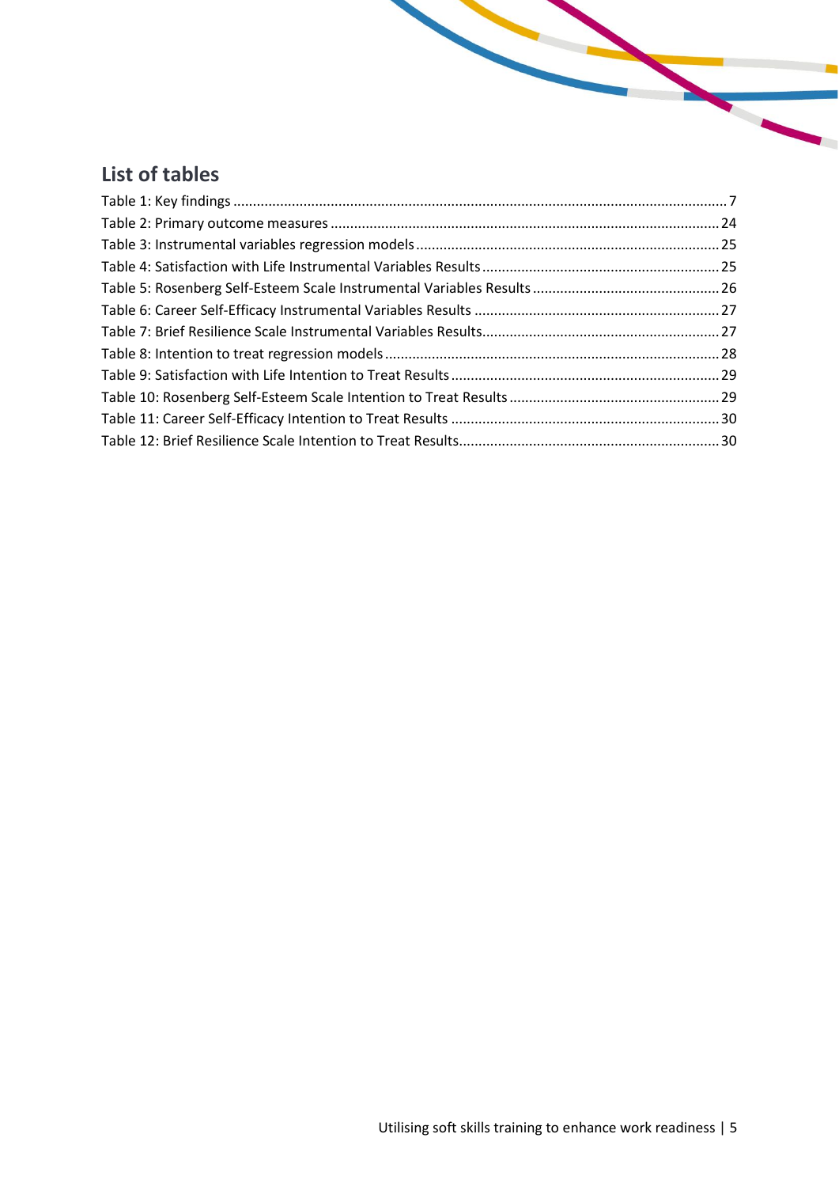## List of tables

Table 1: Key findings .......... 7
Table 2: Primary outcome measures .......... 24
Table 3: Instrumental variables regression models .......... 25
Table 4: Satisfaction with Life Instrumental Variables Results .......... 25
Table 5: Rosenberg Self-Esteem Scale Instrumental Variables Results .......... 26
Table 6: Career Self-Efficacy Instrumental Variables Results .......... 27
Table 7: Brief Resilience Scale Instrumental Variables Results .......... 27
Table 8: Intention to treat regression models .......... 28
Table 9: Satisfaction with Life Intention to Treat Results .......... 29
Table 10: Rosenberg Self-Esteem Scale Intention to Treat Results .......... 29
Table 11: Career Self-Efficacy Intention to Treat Results .......... 30
Table 12: Brief Resilience Scale Intention to Treat Results .......... 30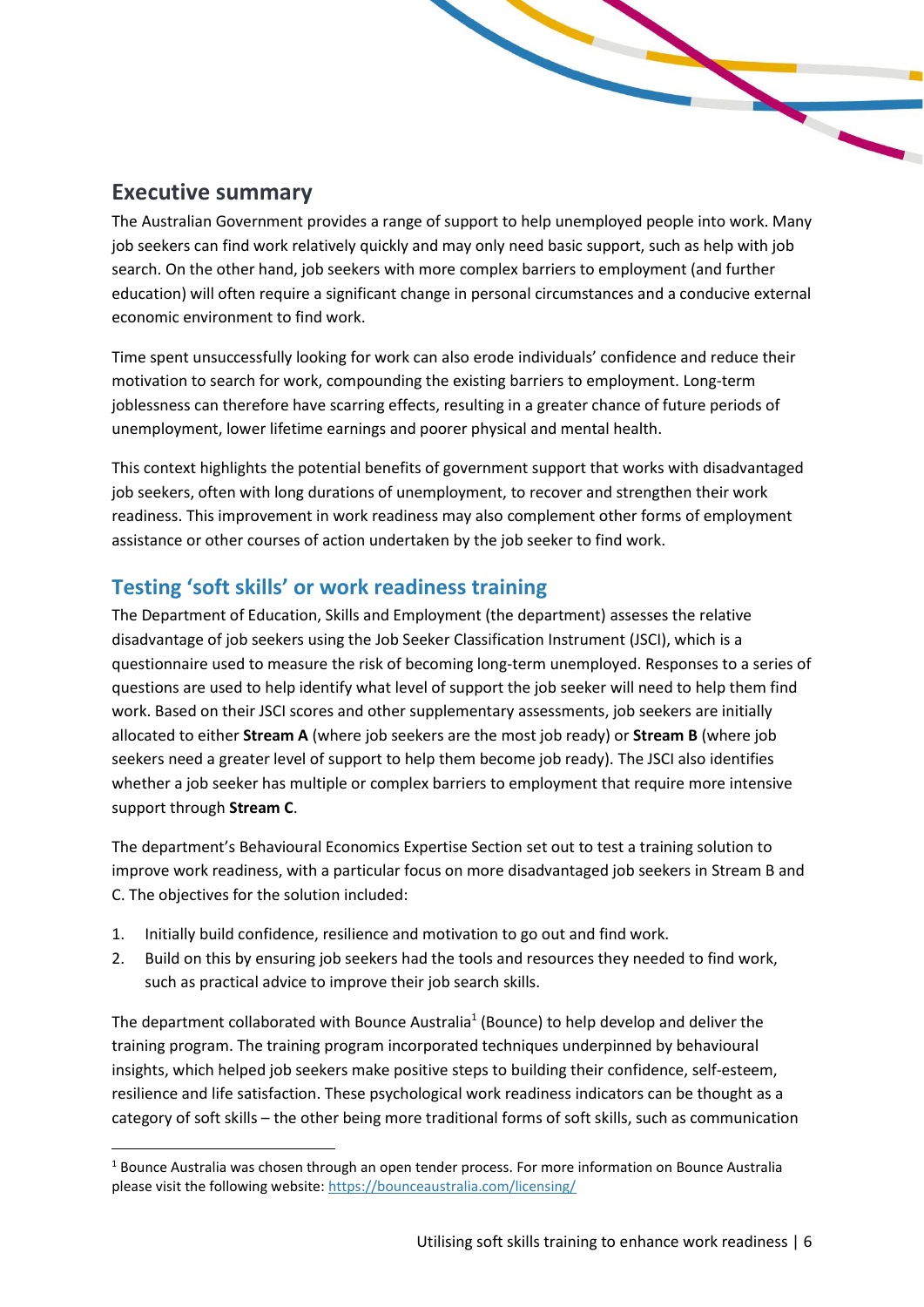## Executive summary

The Australian Government provides a range of support to help unemployed people into work. Many job seekers can find work relatively quickly and may only need basic support, such as help with job search. On the other hand, job seekers with more complex barriers to employment (and further education) will often require a significant change in personal circumstances and a conducive external economic environment to find work.

Time spent unsuccessfully looking for work can also erode individuals' confidence and reduce their motivation to search for work, compounding the existing barriers to employment. Long-term joblessness can therefore have scarring effects, resulting in a greater chance of future periods of unemployment, lower lifetime earnings and poorer physical and mental health.

This context highlights the potential benefits of government support that works with disadvantaged job seekers, often with long durations of unemployment, to recover and strengthen their work readiness. This improvement in work readiness may also complement other forms of employment assistance or other courses of action undertaken by the job seeker to find work.

### Testing 'soft skills' or work readiness training

The Department of Education, Skills and Employment (the department) assesses the relative disadvantage of job seekers using the Job Seeker Classification Instrument (JSCI), which is a questionnaire used to measure the risk of becoming long-term unemployed. Responses to a series of questions are used to help identify what level of support the job seeker will need to help them find work. Based on their JSCI scores and other supplementary assessments, job seekers are initially allocated to either **Stream A** (where job seekers are the most job ready) or **Stream B** (where job seekers need a greater level of support to help them become job ready). The JSCI also identifies whether a job seeker has multiple or complex barriers to employment that require more intensive support through **Stream C**.

The department's Behavioural Economics Expertise Section set out to test a training solution to improve work readiness, with a particular focus on more disadvantaged job seekers in Stream B and C. The objectives for the solution included:

1. Initially build confidence, resilience and motivation to go out and find work.
2. Build on this by ensuring job seekers had the tools and resources they needed to find work, such as practical advice to improve their job search skills.

The department collaborated with Bounce Australia[1] (Bounce) to help develop and deliver the training program. The training program incorporated techniques underpinned by behavioural insights, which helped job seekers make positive steps to building their confidence, self-esteem, resilience and life satisfaction. These psychological work readiness indicators can be thought as a category of soft skills – the other being more traditional forms of soft skills, such as communication

[1] Bounce Australia was chosen through an open tender process. For more information on Bounce Australia please visit the following website: https://bounceaustralia.com/licensing/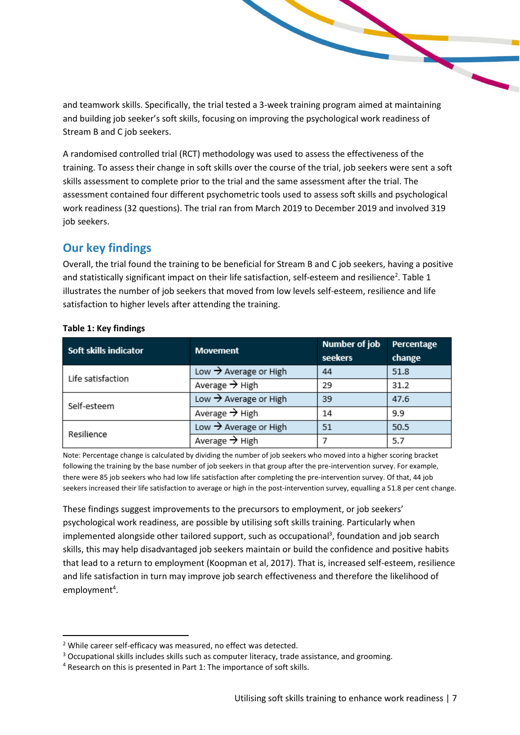and teamwork skills. Specifically, the trial tested a 3-week training program aimed at maintaining and building job seeker's soft skills, focusing on improving the psychological work readiness of Stream B and C job seekers.

A randomised controlled trial (RCT) methodology was used to assess the effectiveness of the training. To assess their change in soft skills over the course of the trial, job seekers were sent a soft skills assessment to complete prior to the trial and the same assessment after the trial. The assessment contained four different psychometric tools used to assess soft skills and psychological work readiness (32 questions). The trial ran from March 2019 to December 2019 and involved 319 job seekers.

## Our key findings

Overall, the trial found the training to be beneficial for Stream B and C job seekers, having a positive and statistically significant impact on their life satisfaction, self-esteem and resilience[2]. Table 1 illustrates the number of job seekers that moved from low levels self-esteem, resilience and life satisfaction to higher levels after attending the training.

**Table 1: Key findings**

| Soft skills indicator | Movement | Number of job seekers | Percentage change |
|---|---|---|---|
| Life satisfaction | Low → Average or High | 44 | 51.8 |
| | Average → High | 29 | 31.2 |
| Self-esteem | Low → Average or High | 39 | 47.6 |
| | Average → High | 14 | 9.9 |
| Resilience | Low → Average or High | 51 | 50.5 |
| | Average → High | 7 | 5.7 |

Note: Percentage change is calculated by dividing the number of job seekers who moved into a higher scoring bracket following the training by the base number of job seekers in that group after the pre-intervention survey. For example, there were 85 job seekers who had low life satisfaction after completing the pre-intervention survey. Of that, 44 job seekers increased their life satisfaction to average or high in the post-intervention survey, equalling a 51.8 per cent change.

These findings suggest improvements to the precursors to employment, or job seekers' psychological work readiness, are possible by utilising soft skills training. Particularly when implemented alongside other tailored support, such as occupational[3], foundation and job search skills, this may help disadvantaged job seekers maintain or build the confidence and positive habits that lead to a return to employment (Koopman et al, 2017). That is, increased self-esteem, resilience and life satisfaction in turn may improve job search effectiveness and therefore the likelihood of employment[4].

[2] While career self-efficacy was measured, no effect was detected.

[3] Occupational skills includes skills such as computer literacy, trade assistance, and grooming.

[4] Research on this is presented in Part 1: The importance of soft skills.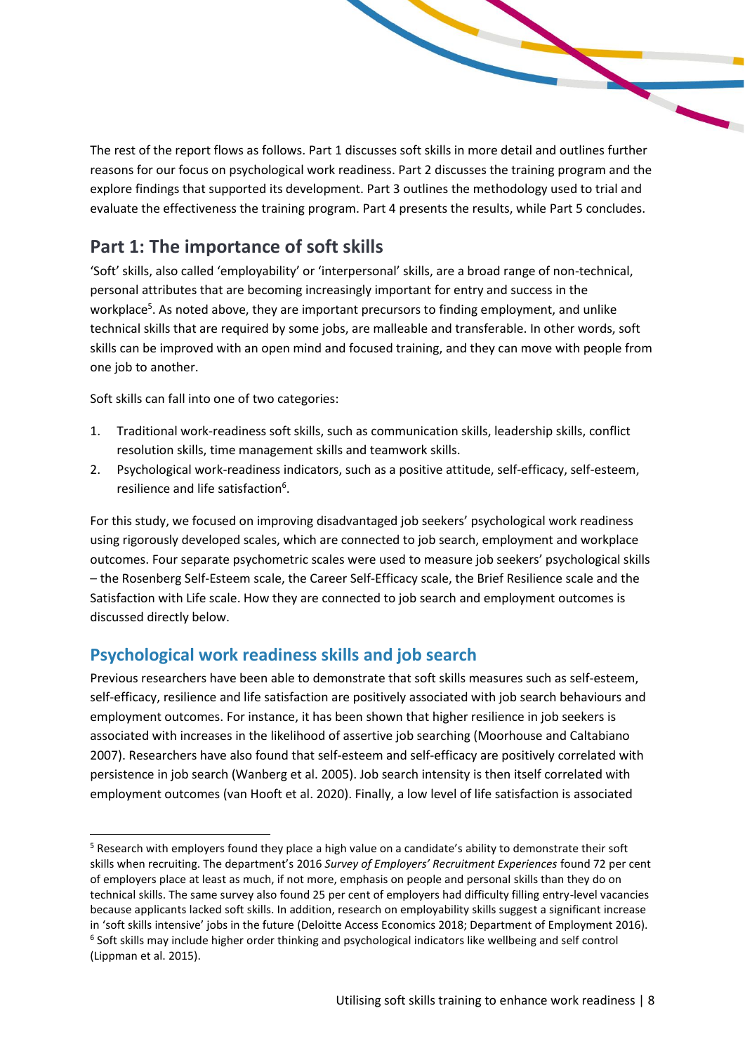The rest of the report flows as follows. Part 1 discusses soft skills in more detail and outlines further reasons for our focus on psychological work readiness. Part 2 discusses the training program and the explore findings that supported its development. Part 3 outlines the methodology used to trial and evaluate the effectiveness the training program. Part 4 presents the results, while Part 5 concludes.

## Part 1: The importance of soft skills

'Soft' skills, also called 'employability' or 'interpersonal' skills, are a broad range of non-technical, personal attributes that are becoming increasingly important for entry and success in the workplace[5]. As noted above, they are important precursors to finding employment, and unlike technical skills that are required by some jobs, are malleable and transferable. In other words, soft skills can be improved with an open mind and focused training, and they can move with people from one job to another.

Soft skills can fall into one of two categories:

1. Traditional work-readiness soft skills, such as communication skills, leadership skills, conflict resolution skills, time management skills and teamwork skills.
2. Psychological work-readiness indicators, such as a positive attitude, self-efficacy, self-esteem, resilience and life satisfaction[6].

For this study, we focused on improving disadvantaged job seekers' psychological work readiness using rigorously developed scales, which are connected to job search, employment and workplace outcomes. Four separate psychometric scales were used to measure job seekers' psychological skills – the Rosenberg Self-Esteem scale, the Career Self-Efficacy scale, the Brief Resilience scale and the Satisfaction with Life scale. How they are connected to job search and employment outcomes is discussed directly below.

### Psychological work readiness skills and job search

Previous researchers have been able to demonstrate that soft skills measures such as self-esteem, self-efficacy, resilience and life satisfaction are positively associated with job search behaviours and employment outcomes. For instance, it has been shown that higher resilience in job seekers is associated with increases in the likelihood of assertive job searching (Moorhouse and Caltabiano 2007). Researchers have also found that self-esteem and self-efficacy are positively correlated with persistence in job search (Wanberg et al. 2005). Job search intensity is then itself correlated with employment outcomes (van Hooft et al. 2020). Finally, a low level of life satisfaction is associated

---

[5] Research with employers found they place a high value on a candidate's ability to demonstrate their soft skills when recruiting. The department's 2016 *Survey of Employers' Recruitment Experiences* found 72 per cent of employers place at least as much, if not more, emphasis on people and personal skills than they do on technical skills. The same survey also found 25 per cent of employers had difficulty filling entry-level vacancies because applicants lacked soft skills. In addition, research on employability skills suggest a significant increase in 'soft skills intensive' jobs in the future (Deloitte Access Economics 2018; Department of Employment 2016).

[6] Soft skills may include higher order thinking and psychological indicators like wellbeing and self control (Lippman et al. 2015).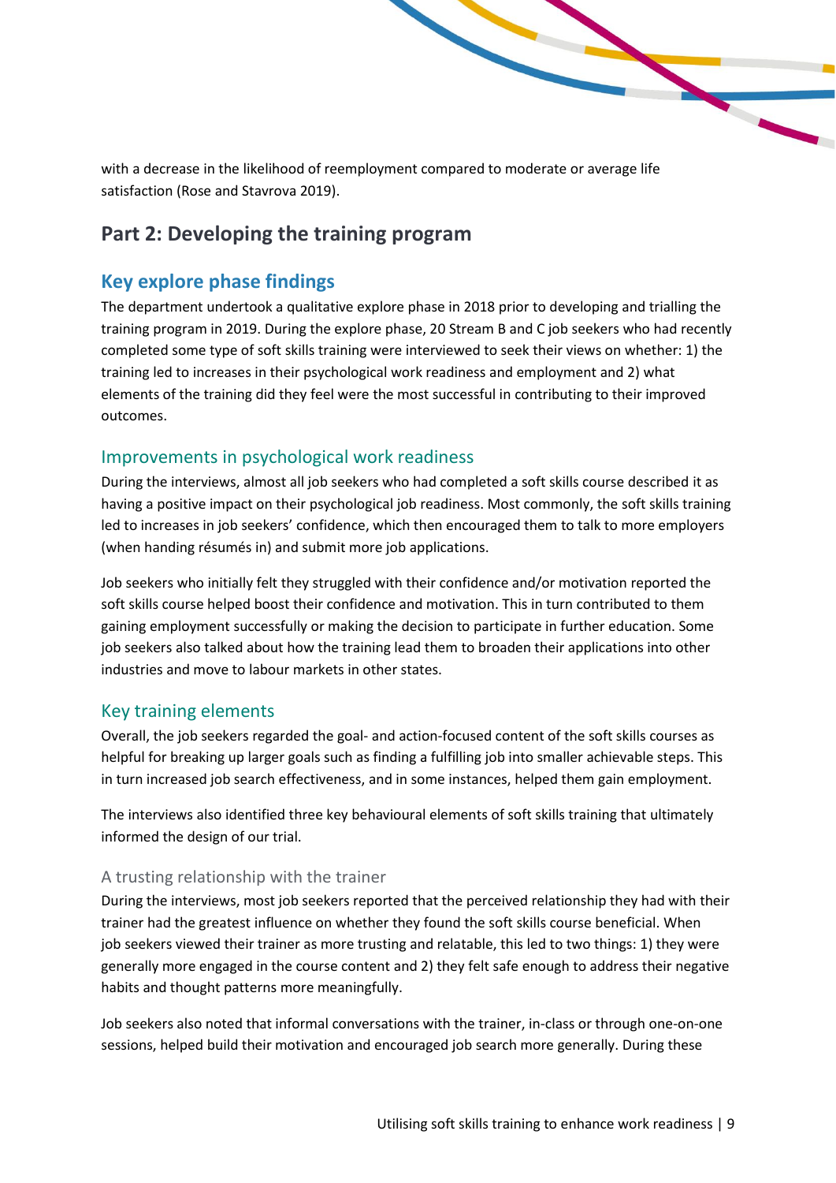with a decrease in the likelihood of reemployment compared to moderate or average life satisfaction (Rose and Stavrova 2019).

# Part 2: Developing the training program

## Key explore phase findings

The department undertook a qualitative explore phase in 2018 prior to developing and trialling the training program in 2019. During the explore phase, 20 Stream B and C job seekers who had recently completed some type of soft skills training were interviewed to seek their views on whether: 1) the training led to increases in their psychological work readiness and employment and 2) what elements of the training did they feel were the most successful in contributing to their improved outcomes.

### Improvements in psychological work readiness

During the interviews, almost all job seekers who had completed a soft skills course described it as having a positive impact on their psychological job readiness. Most commonly, the soft skills training led to increases in job seekers' confidence, which then encouraged them to talk to more employers (when handing résumés in) and submit more job applications.

Job seekers who initially felt they struggled with their confidence and/or motivation reported the soft skills course helped boost their confidence and motivation. This in turn contributed to them gaining employment successfully or making the decision to participate in further education. Some job seekers also talked about how the training lead them to broaden their applications into other industries and move to labour markets in other states.

### Key training elements

Overall, the job seekers regarded the goal- and action-focused content of the soft skills courses as helpful for breaking up larger goals such as finding a fulfilling job into smaller achievable steps. This in turn increased job search effectiveness, and in some instances, helped them gain employment.

The interviews also identified three key behavioural elements of soft skills training that ultimately informed the design of our trial.

#### A trusting relationship with the trainer

During the interviews, most job seekers reported that the perceived relationship they had with their trainer had the greatest influence on whether they found the soft skills course beneficial. When job seekers viewed their trainer as more trusting and relatable, this led to two things: 1) they were generally more engaged in the course content and 2) they felt safe enough to address their negative habits and thought patterns more meaningfully.

Job seekers also noted that informal conversations with the trainer, in-class or through one-on-one sessions, helped build their motivation and encouraged job search more generally. During these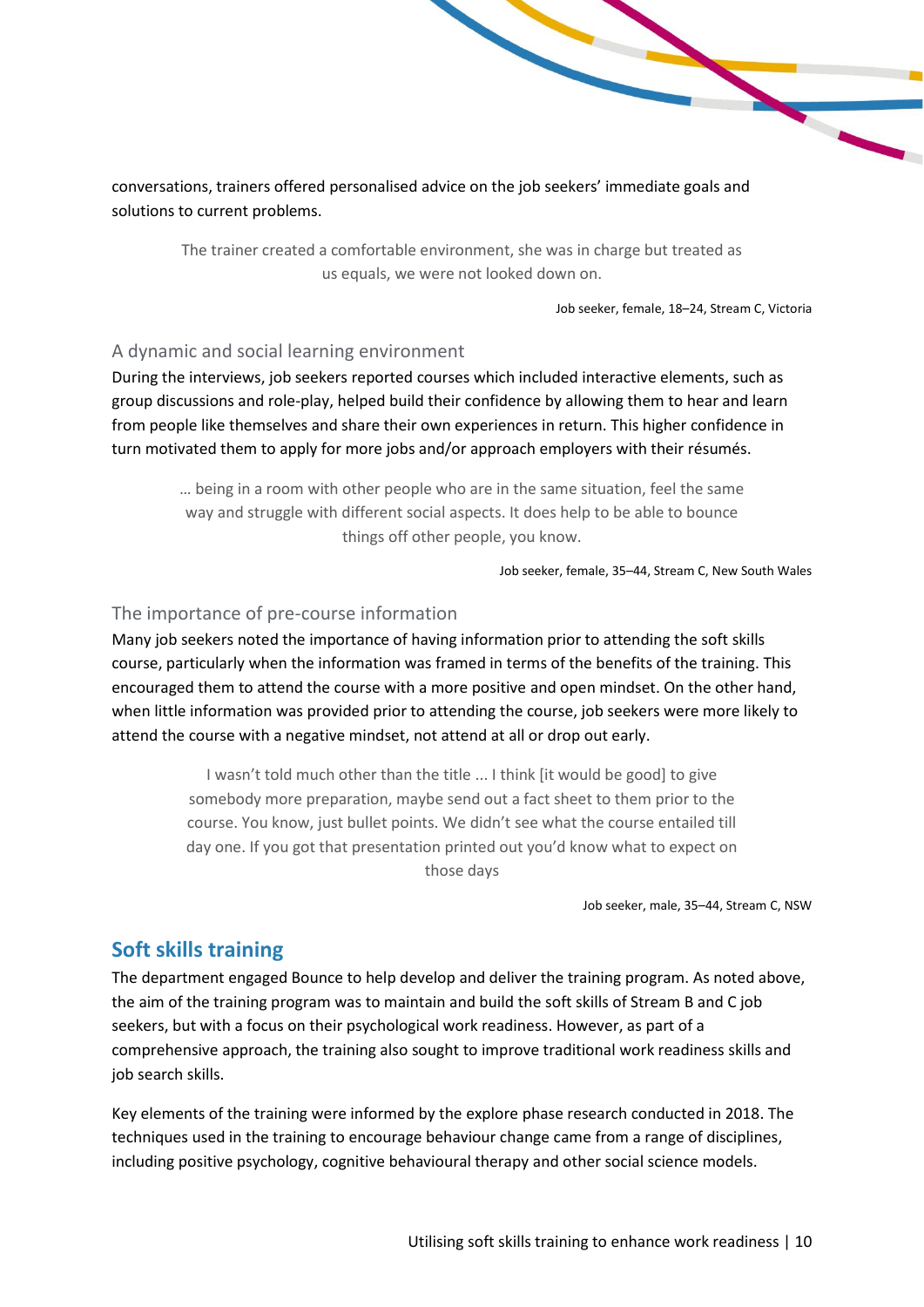conversations, trainers offered personalised advice on the job seekers' immediate goals and solutions to current problems.

> The trainer created a comfortable environment, she was in charge but treated as us equals, we were not looked down on.
>
> Job seeker, female, 18–24, Stream C, Victoria

### A dynamic and social learning environment

During the interviews, job seekers reported courses which included interactive elements, such as group discussions and role-play, helped build their confidence by allowing them to hear and learn from people like themselves and share their own experiences in return. This higher confidence in turn motivated them to apply for more jobs and/or approach employers with their résumés.

> … being in a room with other people who are in the same situation, feel the same way and struggle with different social aspects. It does help to be able to bounce things off other people, you know.
>
> Job seeker, female, 35–44, Stream C, New South Wales

### The importance of pre-course information

Many job seekers noted the importance of having information prior to attending the soft skills course, particularly when the information was framed in terms of the benefits of the training. This encouraged them to attend the course with a more positive and open mindset. On the other hand, when little information was provided prior to attending the course, job seekers were more likely to attend the course with a negative mindset, not attend at all or drop out early.

> I wasn't told much other than the title ... I think [it would be good] to give somebody more preparation, maybe send out a fact sheet to them prior to the course. You know, just bullet points. We didn't see what the course entailed till day one. If you got that presentation printed out you'd know what to expect on those days
>
> Job seeker, male, 35–44, Stream C, NSW

## Soft skills training

The department engaged Bounce to help develop and deliver the training program. As noted above, the aim of the training program was to maintain and build the soft skills of Stream B and C job seekers, but with a focus on their psychological work readiness. However, as part of a comprehensive approach, the training also sought to improve traditional work readiness skills and job search skills.

Key elements of the training were informed by the explore phase research conducted in 2018. The techniques used in the training to encourage behaviour change came from a range of disciplines, including positive psychology, cognitive behavioural therapy and other social science models.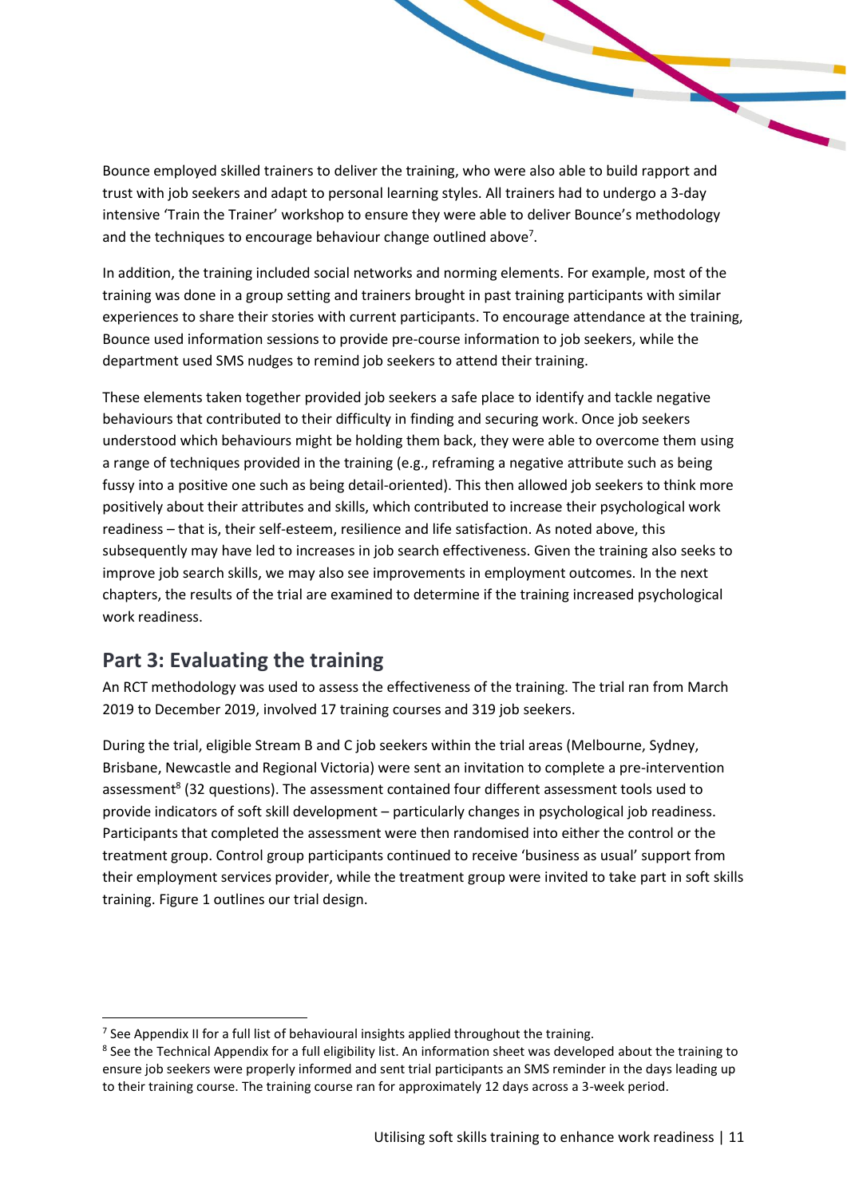Bounce employed skilled trainers to deliver the training, who were also able to build rapport and trust with job seekers and adapt to personal learning styles. All trainers had to undergo a 3-day intensive 'Train the Trainer' workshop to ensure they were able to deliver Bounce's methodology and the techniques to encourage behaviour change outlined above[7].

In addition, the training included social networks and norming elements. For example, most of the training was done in a group setting and trainers brought in past training participants with similar experiences to share their stories with current participants. To encourage attendance at the training, Bounce used information sessions to provide pre-course information to job seekers, while the department used SMS nudges to remind job seekers to attend their training.

These elements taken together provided job seekers a safe place to identify and tackle negative behaviours that contributed to their difficulty in finding and securing work. Once job seekers understood which behaviours might be holding them back, they were able to overcome them using a range of techniques provided in the training (e.g., reframing a negative attribute such as being fussy into a positive one such as being detail-oriented). This then allowed job seekers to think more positively about their attributes and skills, which contributed to increase their psychological work readiness – that is, their self-esteem, resilience and life satisfaction. As noted above, this subsequently may have led to increases in job search effectiveness. Given the training also seeks to improve job search skills, we may also see improvements in employment outcomes. In the next chapters, the results of the trial are examined to determine if the training increased psychological work readiness.

## Part 3: Evaluating the training

An RCT methodology was used to assess the effectiveness of the training. The trial ran from March 2019 to December 2019, involved 17 training courses and 319 job seekers.

During the trial, eligible Stream B and C job seekers within the trial areas (Melbourne, Sydney, Brisbane, Newcastle and Regional Victoria) were sent an invitation to complete a pre-intervention assessment[8] (32 questions). The assessment contained four different assessment tools used to provide indicators of soft skill development – particularly changes in psychological job readiness. Participants that completed the assessment were then randomised into either the control or the treatment group. Control group participants continued to receive 'business as usual' support from their employment services provider, while the treatment group were invited to take part in soft skills training. Figure 1 outlines our trial design.

---

[7] See Appendix II for a full list of behavioural insights applied throughout the training.

[8] See the Technical Appendix for a full eligibility list. An information sheet was developed about the training to ensure job seekers were properly informed and sent trial participants an SMS reminder in the days leading up to their training course. The training course ran for approximately 12 days across a 3-week period.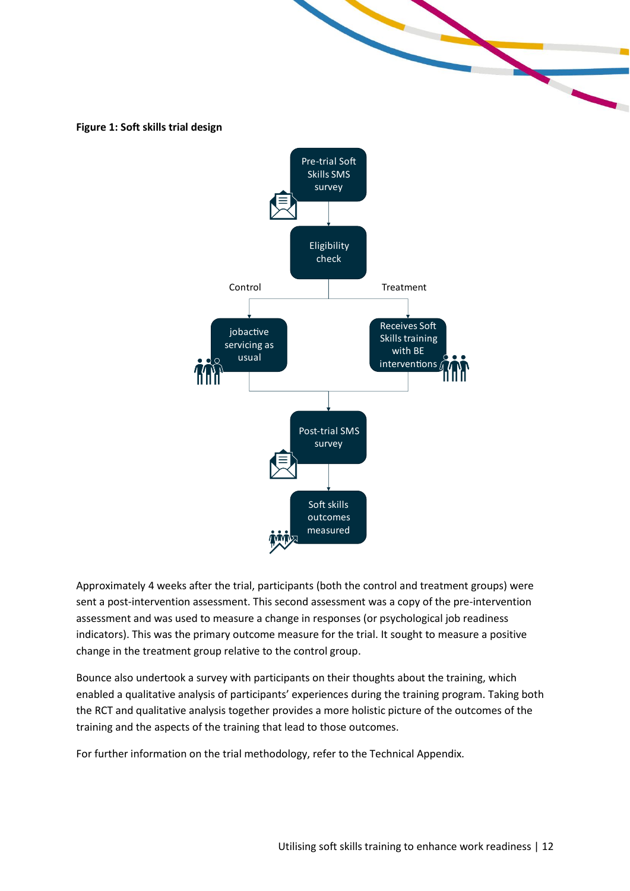**Figure 1: Soft skills trial design**

Pre-trial Soft Skills SMS survey

Eligibility check

Control

Treatment

jobactive servicing as usual

Receives Soft Skills training with BE interventions

Post-trial SMS survey

Soft skills outcomes measured

Approximately 4 weeks after the trial, participants (both the control and treatment groups) were sent a post-intervention assessment. This second assessment was a copy of the pre-intervention assessment and was used to measure a change in responses (or psychological job readiness indicators). This was the primary outcome measure for the trial. It sought to measure a positive change in the treatment group relative to the control group.

Bounce also undertook a survey with participants on their thoughts about the training, which enabled a qualitative analysis of participants' experiences during the training program. Taking both the RCT and qualitative analysis together provides a more holistic picture of the outcomes of the training and the aspects of the training that lead to those outcomes.

For further information on the trial methodology, refer to the Technical Appendix.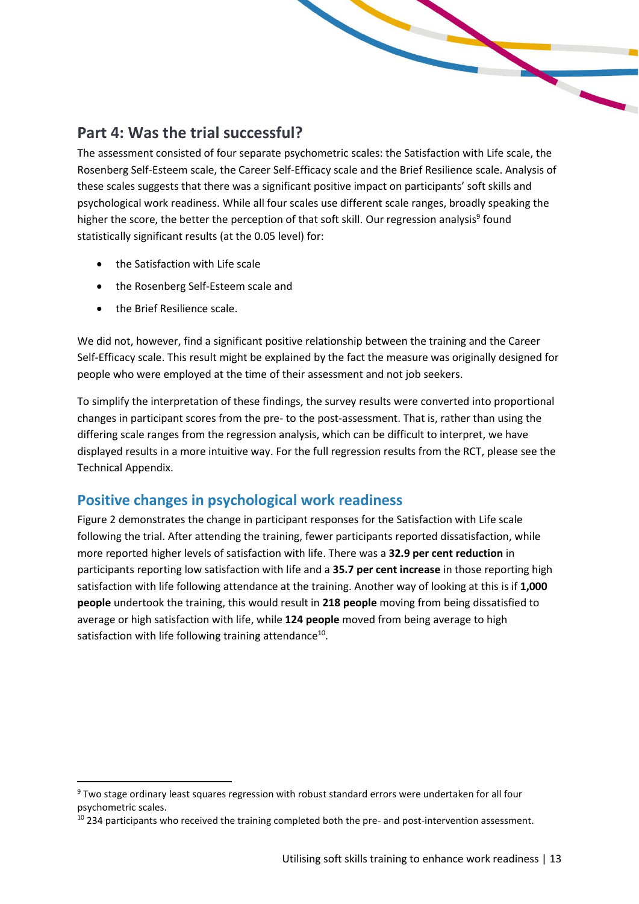## Part 4: Was the trial successful?

The assessment consisted of four separate psychometric scales: the Satisfaction with Life scale, the Rosenberg Self-Esteem scale, the Career Self-Efficacy scale and the Brief Resilience scale. Analysis of these scales suggests that there was a significant positive impact on participants' soft skills and psychological work readiness. While all four scales use different scale ranges, broadly speaking the higher the score, the better the perception of that soft skill. Our regression analysis[9] found statistically significant results (at the 0.05 level) for:

- the Satisfaction with Life scale
- the Rosenberg Self-Esteem scale and
- the Brief Resilience scale.

We did not, however, find a significant positive relationship between the training and the Career Self-Efficacy scale. This result might be explained by the fact the measure was originally designed for people who were employed at the time of their assessment and not job seekers.

To simplify the interpretation of these findings, the survey results were converted into proportional changes in participant scores from the pre- to the post-assessment. That is, rather than using the differing scale ranges from the regression analysis, which can be difficult to interpret, we have displayed results in a more intuitive way. For the full regression results from the RCT, please see the Technical Appendix.

### Positive changes in psychological work readiness

Figure 2 demonstrates the change in participant responses for the Satisfaction with Life scale following the trial. After attending the training, fewer participants reported dissatisfaction, while more reported higher levels of satisfaction with life. There was a **32.9 per cent reduction** in participants reporting low satisfaction with life and a **35.7 per cent increase** in those reporting high satisfaction with life following attendance at the training. Another way of looking at this is if **1,000 people** undertook the training, this would result in **218 people** moving from being dissatisfied to average or high satisfaction with life, while **124 people** moved from being average to high satisfaction with life following training attendance[10].

[9] Two stage ordinary least squares regression with robust standard errors were undertaken for all four psychometric scales.

[10] 234 participants who received the training completed both the pre- and post-intervention assessment.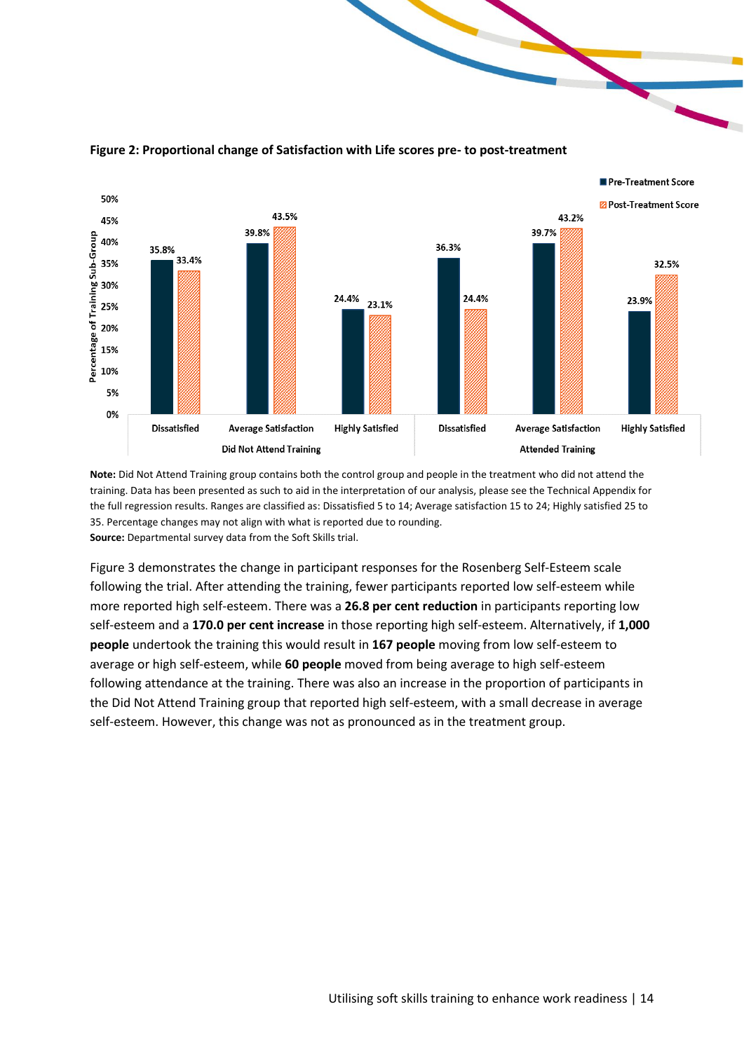**Figure 2: Proportional change of Satisfaction with Life scores pre- to post-treatment**

| Group | Category | Pre-Treatment Score | Post-Treatment Score |
|---|---|---|---|
| Did Not Attend Training | Dissatisfied | 35.8% | 33.4% |
| Did Not Attend Training | Average Satisfaction | 39.8% | 43.5% |
| Did Not Attend Training | Highly Satisfied | 24.4% | 23.1% |
| Attended Training | Dissatisfied | 36.3% | 24.4% |
| Attended Training | Average Satisfaction | 39.7% | 43.2% |
| Attended Training | Highly Satisfied | 23.9% | 32.5% |

**Note:** Did Not Attend Training group contains both the control group and people in the treatment who did not attend the training. Data has been presented as such to aid in the interpretation of our analysis, please see the Technical Appendix for the full regression results. Ranges are classified as: Dissatisfied 5 to 14; Average satisfaction 15 to 24; Highly satisfied 25 to 35. Percentage changes may not align with what is reported due to rounding.
**Source:** Departmental survey data from the Soft Skills trial.

Figure 3 demonstrates the change in participant responses for the Rosenberg Self-Esteem scale following the trial. After attending the training, fewer participants reported low self-esteem while more reported high self-esteem. There was a **26.8 per cent reduction** in participants reporting low self-esteem and a **170.0 per cent increase** in those reporting high self-esteem. Alternatively, if **1,000 people** undertook the training this would result in **167 people** moving from low self-esteem to average or high self-esteem, while **60 people** moved from being average to high self-esteem following attendance at the training. There was also an increase in the proportion of participants in the Did Not Attend Training group that reported high self-esteem, with a small decrease in average self-esteem. However, this change was not as pronounced as in the treatment group.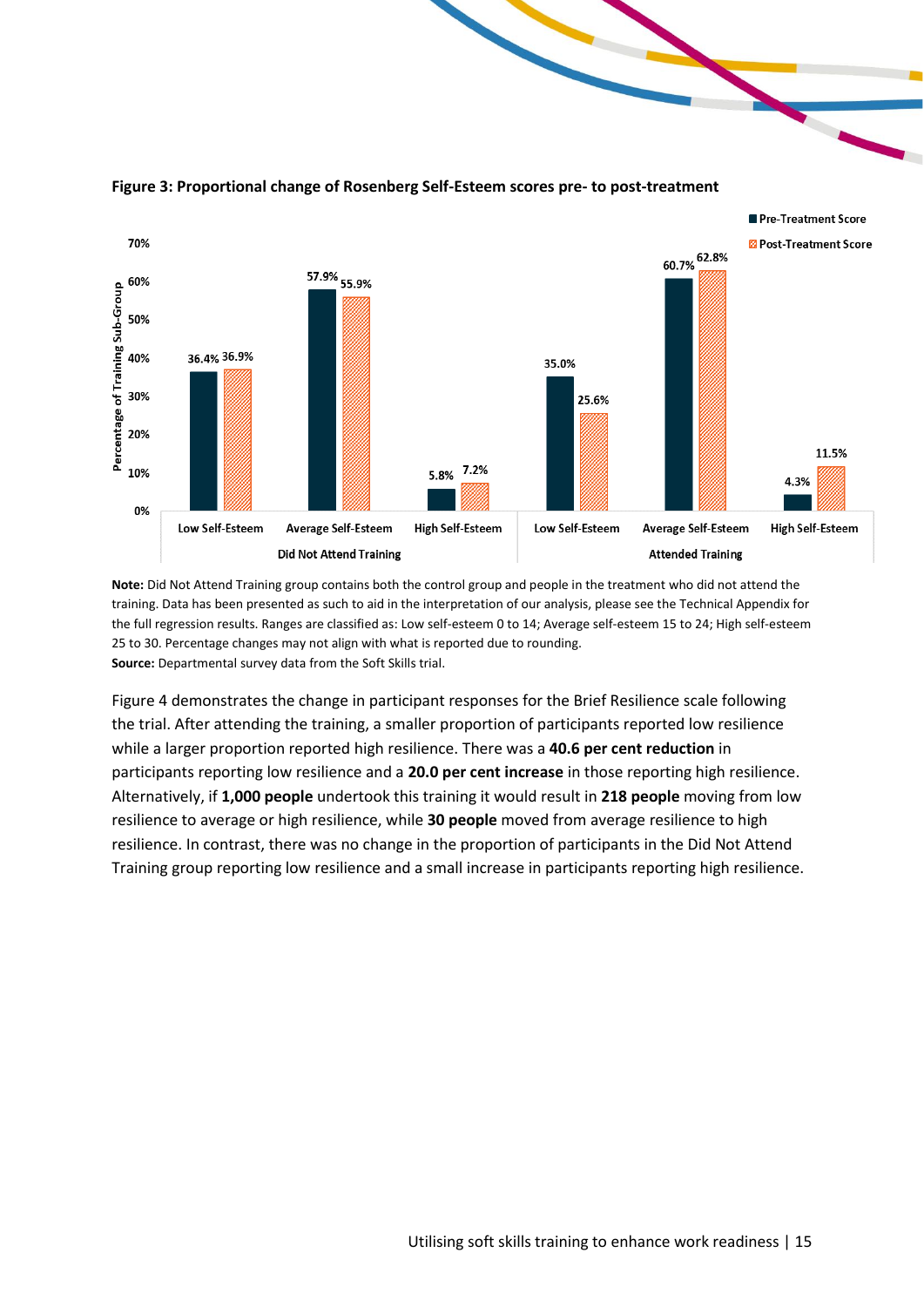**Figure 3: Proportional change of Rosenberg Self-Esteem scores pre- to post-treatment**

| Group | Sub-Group | Pre-Treatment Score | Post-Treatment Score |
|---|---|---|---|
| Did Not Attend Training | Low Self-Esteem | 36.4% | 36.9% |
| | Average Self-Esteem | 57.9% | 55.9% |
| | High Self-Esteem | 5.8% | 7.2% |
| Attended Training | Low Self-Esteem | 35.0% | 25.6% |
| | Average Self-Esteem | 60.7% | 62.8% |
| | High Self-Esteem | 4.3% | 11.5% |

**Note:** Did Not Attend Training group contains both the control group and people in the treatment who did not attend the training. Data has been presented as such to aid in the interpretation of our analysis, please see the Technical Appendix for the full regression results. Ranges are classified as: Low self-esteem 0 to 14; Average self-esteem 15 to 24; High self-esteem 25 to 30. Percentage changes may not align with what is reported due to rounding.
**Source:** Departmental survey data from the Soft Skills trial.

Figure 4 demonstrates the change in participant responses for the Brief Resilience scale following the trial. After attending the training, a smaller proportion of participants reported low resilience while a larger proportion reported high resilience. There was a **40.6 per cent reduction** in participants reporting low resilience and a **20.0 per cent increase** in those reporting high resilience. Alternatively, if **1,000 people** undertook this training it would result in **218 people** moving from low resilience to average or high resilience, while **30 people** moved from average resilience to high resilience. In contrast, there was no change in the proportion of participants in the Did Not Attend Training group reporting low resilience and a small increase in participants reporting high resilience.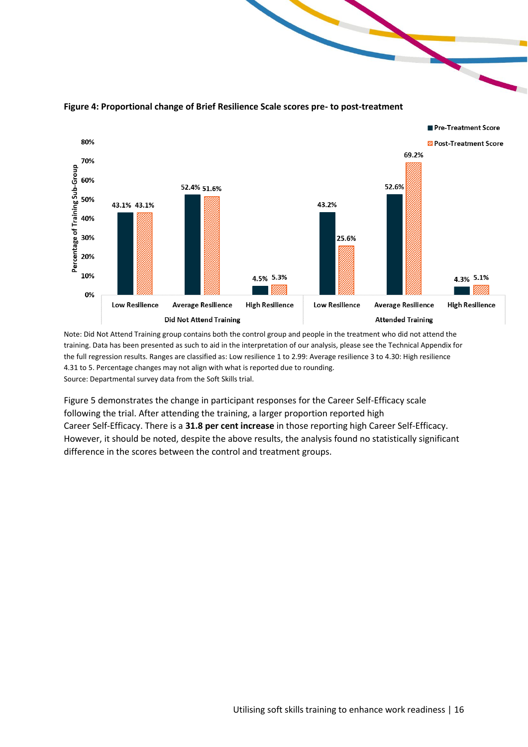**Figure 4: Proportional change of Brief Resilience Scale scores pre- to post-treatment**

| Training Sub-Group | Resilience Range | Pre-Treatment Score | Post-Treatment Score |
|---|---|---|---|
| Did Not Attend Training | Low Resilience | 43.1% | 43.1% |
| | Average Resilience | 52.4% | 51.6% |
| | High Resilience | 4.5% | 5.3% |
| Attended Training | Low Resilience | 43.2% | 25.6% |
| | Average Resilience | 52.6% | 69.2% |
| | High Resilience | 4.3% | 5.1% |

Note: Did Not Attend Training group contains both the control group and people in the treatment who did not attend the training. Data has been presented as such to aid in the interpretation of our analysis, please see the Technical Appendix for the full regression results. Ranges are classified as: Low resilience 1 to 2.99: Average resilience 3 to 4.30: High resilience 4.31 to 5. Percentage changes may not align with what is reported due to rounding.
Source: Departmental survey data from the Soft Skills trial.

Figure 5 demonstrates the change in participant responses for the Career Self-Efficacy scale following the trial. After attending the training, a larger proportion reported high Career Self-Efficacy. There is a **31.8 per cent increase** in those reporting high Career Self-Efficacy. However, it should be noted, despite the above results, the analysis found no statistically significant difference in the scores between the control and treatment groups.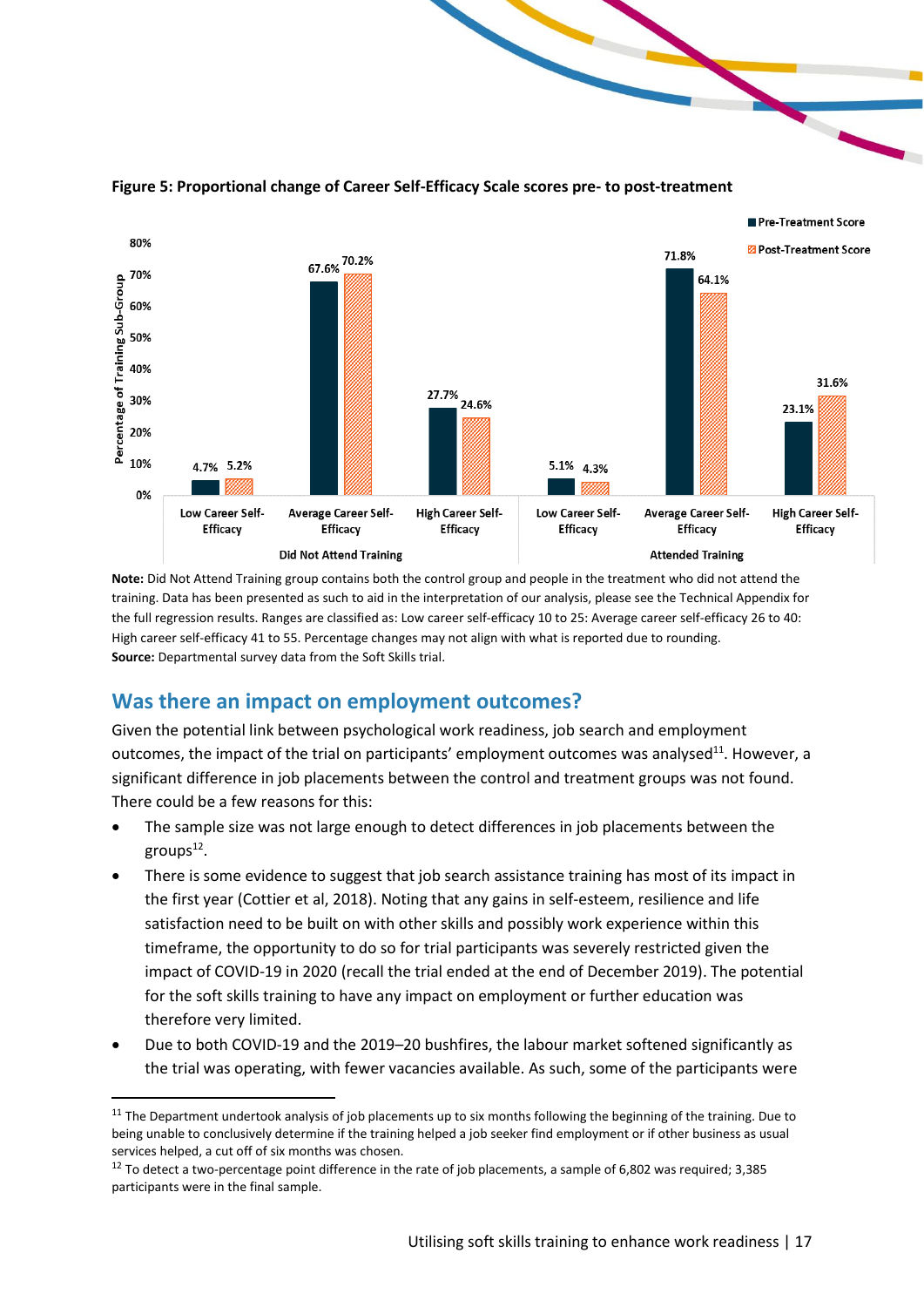**Figure 5: Proportional change of Career Self-Efficacy Scale scores pre- to post-treatment**

| | | Pre-Treatment Score | Post-Treatment Score |
|---|---|---|---|
| Did Not Attend Training | Low Career Self-Efficacy | 4.7% | 5.2% |
| | Average Career Self-Efficacy | 67.6% | 70.2% |
| | High Career Self-Efficacy | 27.7% | 24.6% |
| Attended Training | Low Career Self-Efficacy | 5.1% | 4.3% |
| | Average Career Self-Efficacy | 71.8% | 64.1% |
| | High Career Self-Efficacy | 23.1% | 31.6% |

**Note:** Did Not Attend Training group contains both the control group and people in the treatment who did not attend the training. Data has been presented as such to aid in the interpretation of our analysis, please see the Technical Appendix for the full regression results. Ranges are classified as: Low career self-efficacy 10 to 25: Average career self-efficacy 26 to 40: High career self-efficacy 41 to 55. Percentage changes may not align with what is reported due to rounding.
**Source:** Departmental survey data from the Soft Skills trial.

## Was there an impact on employment outcomes?

Given the potential link between psychological work readiness, job search and employment outcomes, the impact of the trial on participants' employment outcomes was analysed[11]. However, a significant difference in job placements between the control and treatment groups was not found. There could be a few reasons for this:

- The sample size was not large enough to detect differences in job placements between the groups[12].
- There is some evidence to suggest that job search assistance training has most of its impact in the first year (Cottier et al, 2018). Noting that any gains in self-esteem, resilience and life satisfaction need to be built on with other skills and possibly work experience within this timeframe, the opportunity to do so for trial participants was severely restricted given the impact of COVID-19 in 2020 (recall the trial ended at the end of December 2019). The potential for the soft skills training to have any impact on employment or further education was therefore very limited.
- Due to both COVID-19 and the 2019–20 bushfires, the labour market softened significantly as the trial was operating, with fewer vacancies available. As such, some of the participants were

[11] The Department undertook analysis of job placements up to six months following the beginning of the training. Due to being unable to conclusively determine if the training helped a job seeker find employment or if other business as usual services helped, a cut off of six months was chosen.

[12] To detect a two-percentage point difference in the rate of job placements, a sample of 6,802 was required; 3,385 participants were in the final sample.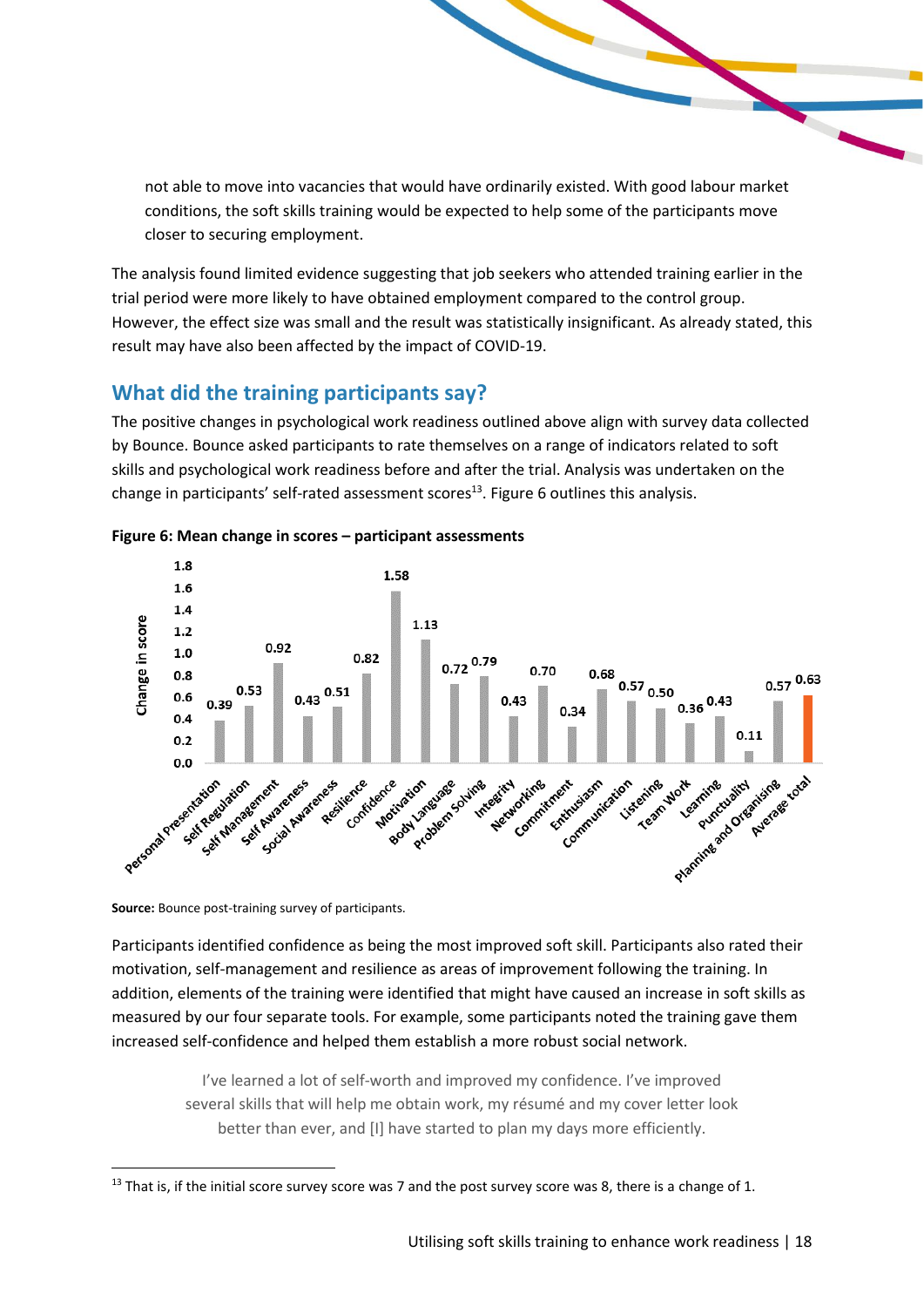not able to move into vacancies that would have ordinarily existed. With good labour market conditions, the soft skills training would be expected to help some of the participants move closer to securing employment.

The analysis found limited evidence suggesting that job seekers who attended training earlier in the trial period were more likely to have obtained employment compared to the control group. However, the effect size was small and the result was statistically insignificant. As already stated, this result may have also been affected by the impact of COVID-19.

## What did the training participants say?

The positive changes in psychological work readiness outlined above align with survey data collected by Bounce. Bounce asked participants to rate themselves on a range of indicators related to soft skills and psychological work readiness before and after the trial. Analysis was undertaken on the change in participants' self-rated assessment scores[13]. Figure 6 outlines this analysis.

**Figure 6: Mean change in scores – participant assessments**

| Indicator | Change in score |
|---|---|
| Personal Presentation | 0.39 |
| Self Regulation | 0.53 |
| Self Management | 0.92 |
| Self Awareness | 0.43 |
| Social Awareness | 0.51 |
| Resilience | 0.82 |
| Confidence | 1.58 |
| Motivation | 1.13 |
| Body Language | 0.72 |
| Problem Solving | 0.79 |
| Integrity | 0.43 |
| Networking | 0.70 |
| Commitment | 0.34 |
| Enthusiasm | 0.68 |
| Communication | 0.57 |
| Listening | 0.50 |
| Team Work | 0.36 |
| Learning | 0.43 |
| Punctuality | 0.11 |
| Planning and Organising | 0.57 |
| Average total | 0.63 |

**Source:** Bounce post-training survey of participants.

Participants identified confidence as being the most improved soft skill. Participants also rated their motivation, self-management and resilience as areas of improvement following the training. In addition, elements of the training were identified that might have caused an increase in soft skills as measured by our four separate tools. For example, some participants noted the training gave them increased self-confidence and helped them establish a more robust social network.

> I've learned a lot of self-worth and improved my confidence. I've improved several skills that will help me obtain work, my résumé and my cover letter look better than ever, and [I] have started to plan my days more efficiently.

---

[13] That is, if the initial score survey score was 7 and the post survey score was 8, there is a change of 1.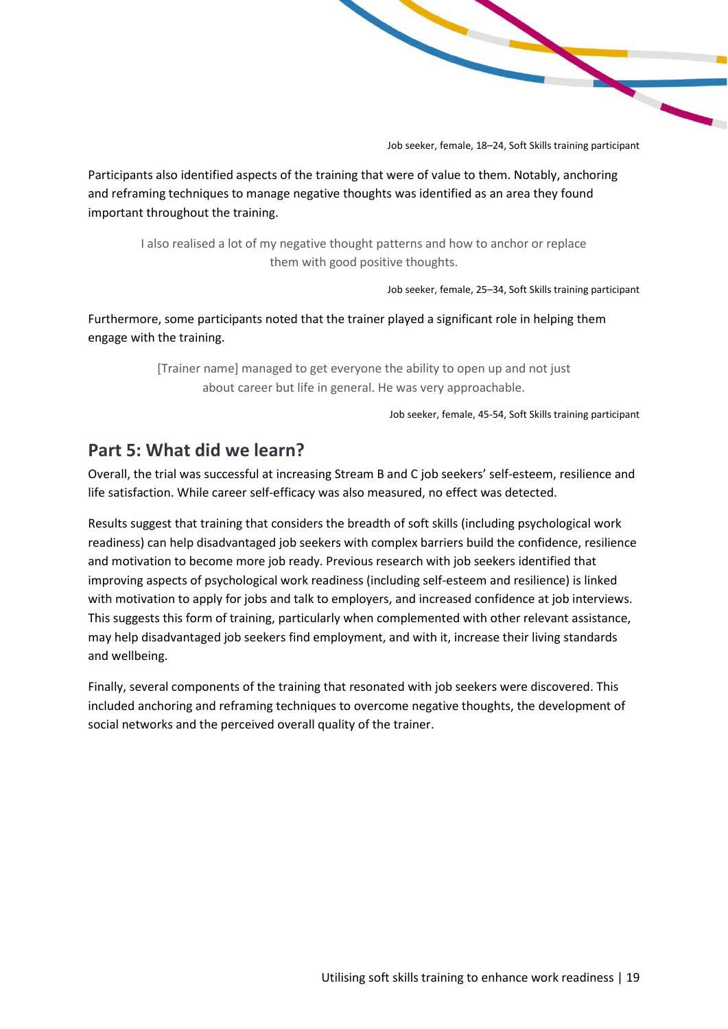Job seeker, female, 18–24, Soft Skills training participant

Participants also identified aspects of the training that were of value to them. Notably, anchoring and reframing techniques to manage negative thoughts was identified as an area they found important throughout the training.

> I also realised a lot of my negative thought patterns and how to anchor or replace them with good positive thoughts.

Job seeker, female, 25–34, Soft Skills training participant

Furthermore, some participants noted that the trainer played a significant role in helping them engage with the training.

> [Trainer name] managed to get everyone the ability to open up and not just about career but life in general. He was very approachable.

Job seeker, female, 45-54, Soft Skills training participant

## Part 5: What did we learn?

Overall, the trial was successful at increasing Stream B and C job seekers' self-esteem, resilience and life satisfaction. While career self-efficacy was also measured, no effect was detected.

Results suggest that training that considers the breadth of soft skills (including psychological work readiness) can help disadvantaged job seekers with complex barriers build the confidence, resilience and motivation to become more job ready. Previous research with job seekers identified that improving aspects of psychological work readiness (including self-esteem and resilience) is linked with motivation to apply for jobs and talk to employers, and increased confidence at job interviews. This suggests this form of training, particularly when complemented with other relevant assistance, may help disadvantaged job seekers find employment, and with it, increase their living standards and wellbeing.

Finally, several components of the training that resonated with job seekers were discovered. This included anchoring and reframing techniques to overcome negative thoughts, the development of social networks and the perceived overall quality of the trainer.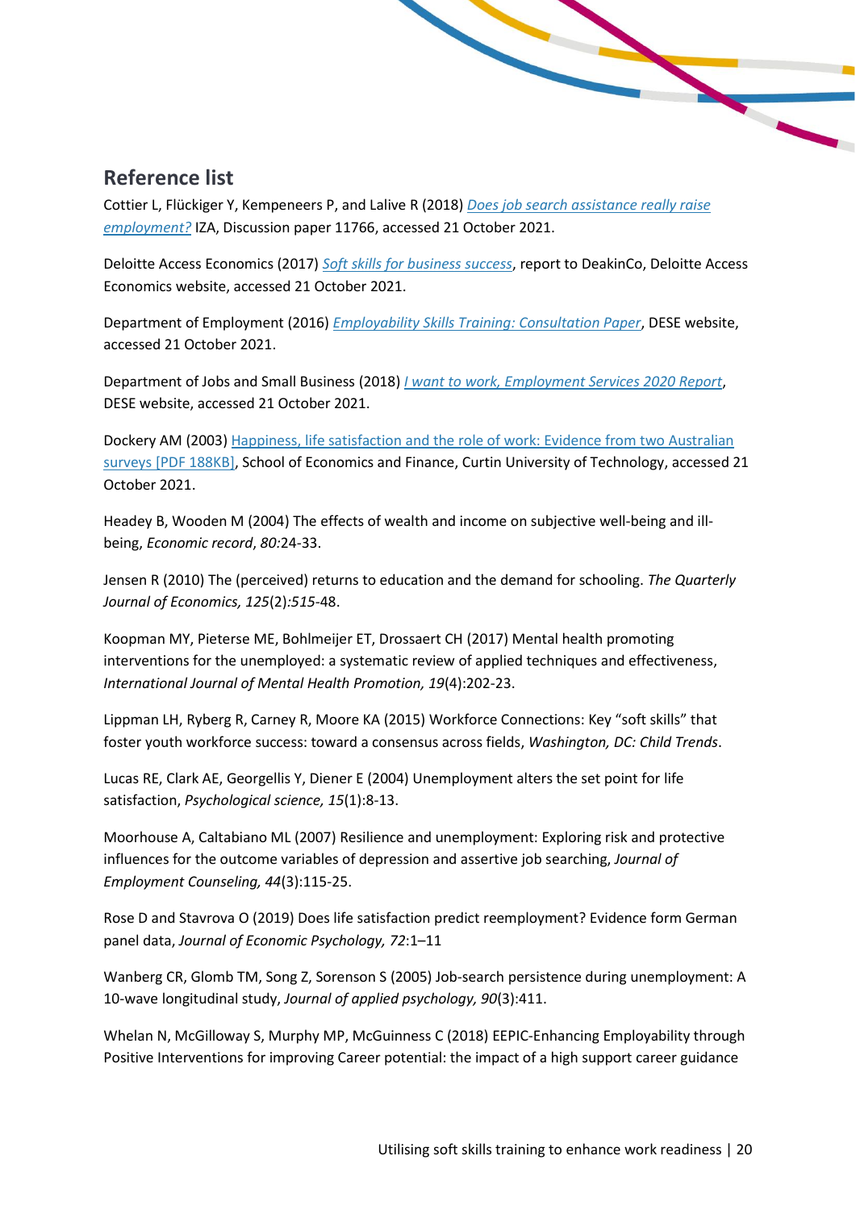## Reference list

Cottier L, Flückiger Y, Kempeneers P, and Lalive R (2018) *Does job search assistance really raise employment?* IZA, Discussion paper 11766, accessed 21 October 2021.

Deloitte Access Economics (2017) *Soft skills for business success*, report to DeakinCo, Deloitte Access Economics website, accessed 21 October 2021.

Department of Employment (2016) *Employability Skills Training: Consultation Paper*, DESE website, accessed 21 October 2021.

Department of Jobs and Small Business (2018) *I want to work, Employment Services 2020 Report*, DESE website, accessed 21 October 2021.

Dockery AM (2003) Happiness, life satisfaction and the role of work: Evidence from two Australian surveys [PDF 188KB], School of Economics and Finance, Curtin University of Technology, accessed 21 October 2021.

Headey B, Wooden M (2004) The effects of wealth and income on subjective well-being and ill-being, *Economic record*, *80:*24-33.

Jensen R (2010) The (perceived) returns to education and the demand for schooling. *The Quarterly Journal of Economics, 125*(2)*:515*-48.

Koopman MY, Pieterse ME, Bohlmeijer ET, Drossaert CH (2017) Mental health promoting interventions for the unemployed: a systematic review of applied techniques and effectiveness, *International Journal of Mental Health Promotion, 19*(4):202-23.

Lippman LH, Ryberg R, Carney R, Moore KA (2015) Workforce Connections: Key "soft skills" that foster youth workforce success: toward a consensus across fields, *Washington, DC: Child Trends*.

Lucas RE, Clark AE, Georgellis Y, Diener E (2004) Unemployment alters the set point for life satisfaction, *Psychological science, 15*(1):8-13.

Moorhouse A, Caltabiano ML (2007) Resilience and unemployment: Exploring risk and protective influences for the outcome variables of depression and assertive job searching, *Journal of Employment Counseling, 44*(3):115-25.

Rose D and Stavrova O (2019) Does life satisfaction predict reemployment? Evidence form German panel data, *Journal of Economic Psychology, 72*:1–11

Wanberg CR, Glomb TM, Song Z, Sorenson S (2005) Job-search persistence during unemployment: A 10-wave longitudinal study, *Journal of applied psychology, 90*(3):411.

Whelan N, McGilloway S, Murphy MP, McGuinness C (2018) EEPIC-Enhancing Employability through Positive Interventions for improving Career potential: the impact of a high support career guidance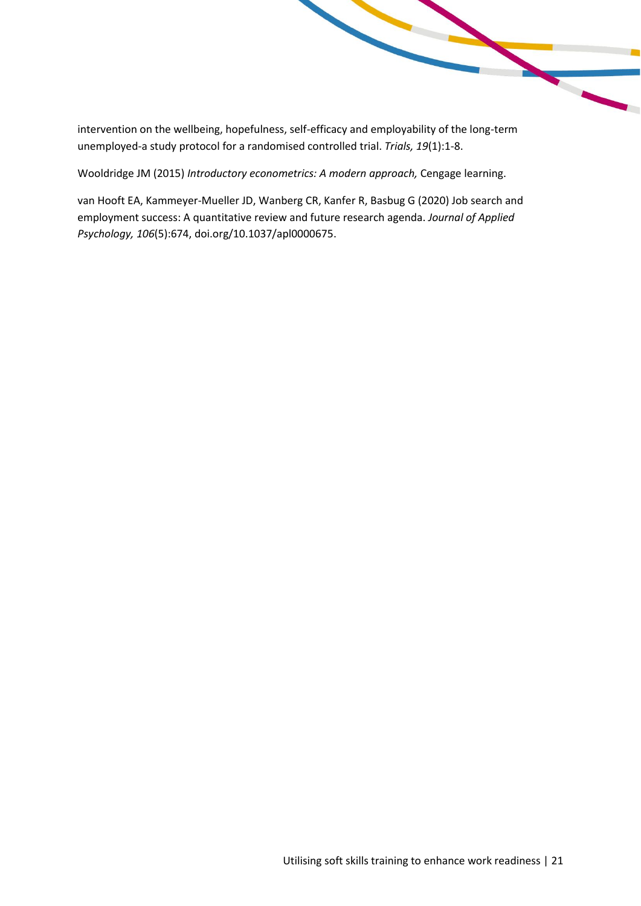intervention on the wellbeing, hopefulness, self-efficacy and employability of the long-term unemployed-a study protocol for a randomised controlled trial. *Trials, 19*(1):1-8.

Wooldridge JM (2015) *Introductory econometrics: A modern approach,* Cengage learning.

van Hooft EA, Kammeyer-Mueller JD, Wanberg CR, Kanfer R, Basbug G (2020) Job search and employment success: A quantitative review and future research agenda. *Journal of Applied Psychology, 106*(5):674, doi.org/10.1037/apl0000675.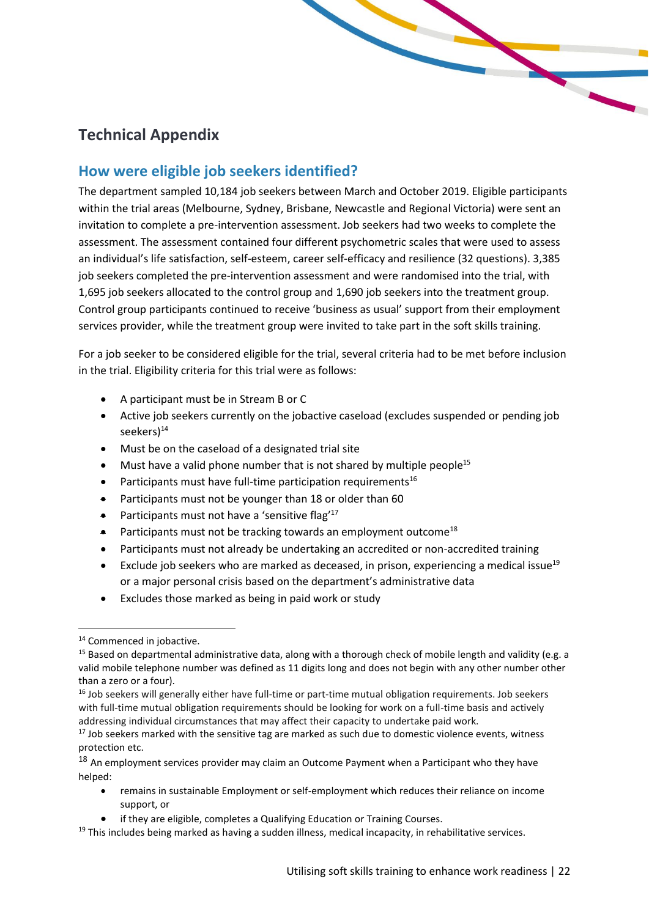# Technical Appendix

## How were eligible job seekers identified?

The department sampled 10,184 job seekers between March and October 2019. Eligible participants within the trial areas (Melbourne, Sydney, Brisbane, Newcastle and Regional Victoria) were sent an invitation to complete a pre-intervention assessment. Job seekers had two weeks to complete the assessment. The assessment contained four different psychometric scales that were used to assess an individual's life satisfaction, self-esteem, career self-efficacy and resilience (32 questions). 3,385 job seekers completed the pre-intervention assessment and were randomised into the trial, with 1,695 job seekers allocated to the control group and 1,690 job seekers into the treatment group. Control group participants continued to receive 'business as usual' support from their employment services provider, while the treatment group were invited to take part in the soft skills training.

For a job seeker to be considered eligible for the trial, several criteria had to be met before inclusion in the trial. Eligibility criteria for this trial were as follows:

- A participant must be in Stream B or C
- Active job seekers currently on the jobactive caseload (excludes suspended or pending job seekers)[14]
- Must be on the caseload of a designated trial site
- Must have a valid phone number that is not shared by multiple people[15]
- Participants must have full-time participation requirements[16]
- Participants must not be younger than 18 or older than 60
- Participants must not have a 'sensitive flag'[17]
- Participants must not be tracking towards an employment outcome[18]
- Participants must not already be undertaking an accredited or non-accredited training
- Exclude job seekers who are marked as deceased, in prison, experiencing a medical issue[19] or a major personal crisis based on the department's administrative data
- Excludes those marked as being in paid work or study

---

[14] Commenced in jobactive.

[15] Based on departmental administrative data, along with a thorough check of mobile length and validity (e.g. a valid mobile telephone number was defined as 11 digits long and does not begin with any other number other than a zero or a four).

[16] Job seekers will generally either have full-time or part-time mutual obligation requirements. Job seekers with full-time mutual obligation requirements should be looking for work on a full-time basis and actively addressing individual circumstances that may affect their capacity to undertake paid work.

[17] Job seekers marked with the sensitive tag are marked as such due to domestic violence events, witness protection etc.

[18] An employment services provider may claim an Outcome Payment when a Participant who they have helped:

- remains in sustainable Employment or self-employment which reduces their reliance on income support, or
- if they are eligible, completes a Qualifying Education or Training Courses.

[19] This includes being marked as having a sudden illness, medical incapacity, in rehabilitative services.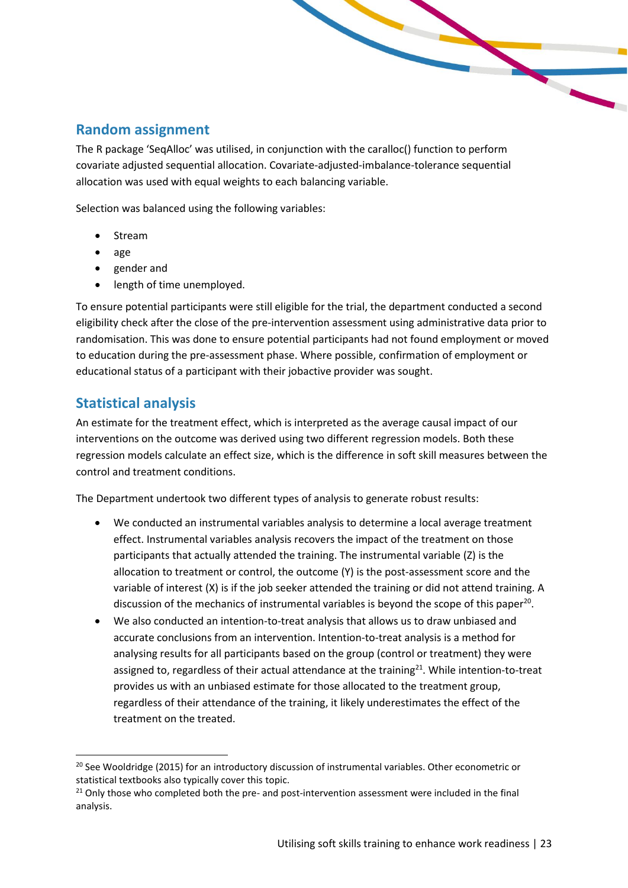## Random assignment

The R package 'SeqAlloc' was utilised, in conjunction with the caralloc() function to perform covariate adjusted sequential allocation. Covariate-adjusted-imbalance-tolerance sequential allocation was used with equal weights to each balancing variable.

Selection was balanced using the following variables:

- Stream
- age
- gender and
- length of time unemployed.

To ensure potential participants were still eligible for the trial, the department conducted a second eligibility check after the close of the pre-intervention assessment using administrative data prior to randomisation. This was done to ensure potential participants had not found employment or moved to education during the pre-assessment phase. Where possible, confirmation of employment or educational status of a participant with their jobactive provider was sought.

## Statistical analysis

An estimate for the treatment effect, which is interpreted as the average causal impact of our interventions on the outcome was derived using two different regression models. Both these regression models calculate an effect size, which is the difference in soft skill measures between the control and treatment conditions.

The Department undertook two different types of analysis to generate robust results:

- We conducted an instrumental variables analysis to determine a local average treatment effect. Instrumental variables analysis recovers the impact of the treatment on those participants that actually attended the training. The instrumental variable (Z) is the allocation to treatment or control, the outcome (Y) is the post-assessment score and the variable of interest (X) is if the job seeker attended the training or did not attend training. A discussion of the mechanics of instrumental variables is beyond the scope of this paper[20].
- We also conducted an intention-to-treat analysis that allows us to draw unbiased and accurate conclusions from an intervention. Intention-to-treat analysis is a method for analysing results for all participants based on the group (control or treatment) they were assigned to, regardless of their actual attendance at the training[21]. While intention-to-treat provides us with an unbiased estimate for those allocated to the treatment group, regardless of their attendance of the training, it likely underestimates the effect of the treatment on the treated.

[20] See Wooldridge (2015) for an introductory discussion of instrumental variables. Other econometric or statistical textbooks also typically cover this topic.

[21] Only those who completed both the pre- and post-intervention assessment were included in the final analysis.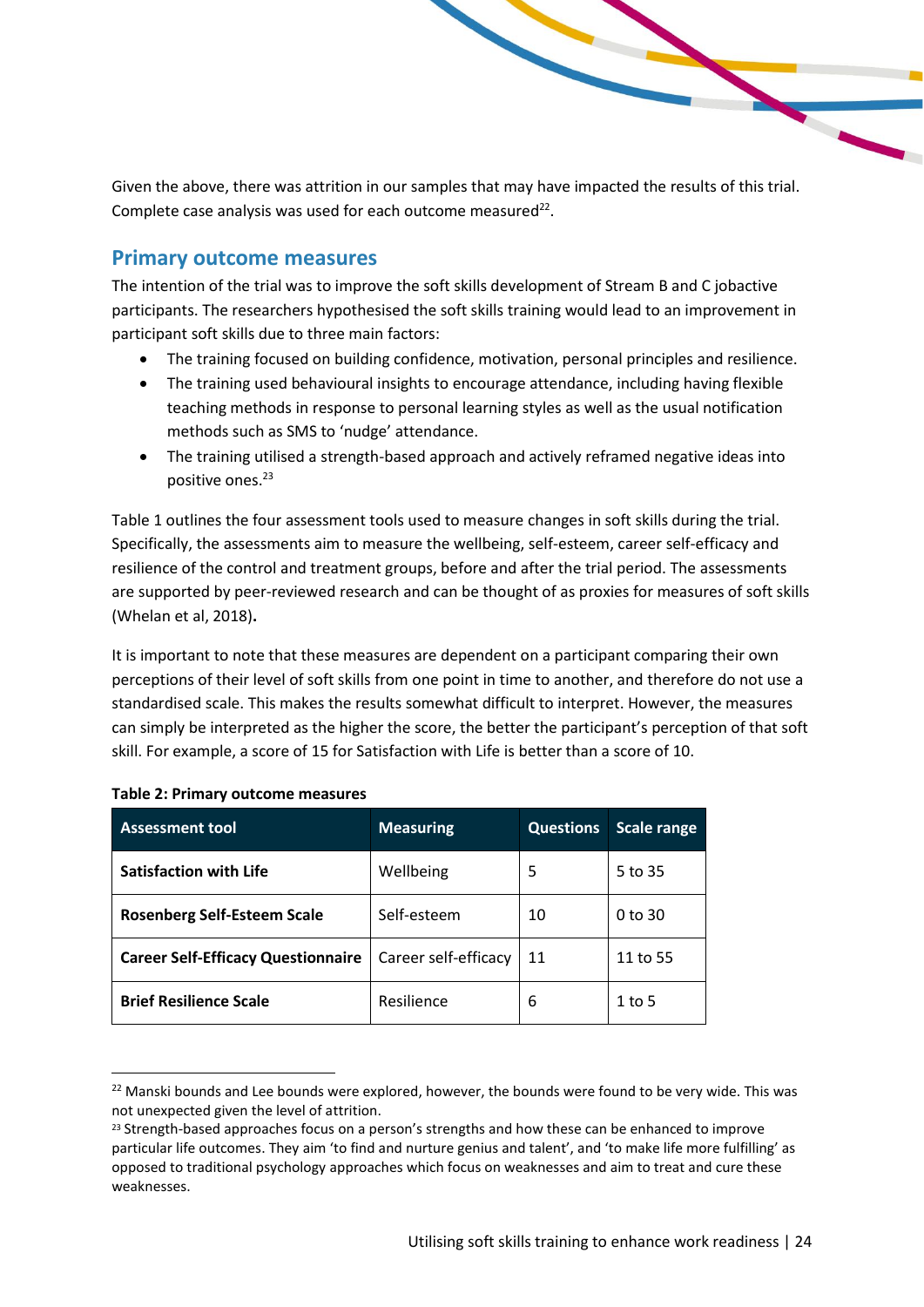Given the above, there was attrition in our samples that may have impacted the results of this trial. Complete case analysis was used for each outcome measured[22].

## Primary outcome measures

The intention of the trial was to improve the soft skills development of Stream B and C jobactive participants. The researchers hypothesised the soft skills training would lead to an improvement in participant soft skills due to three main factors:

- The training focused on building confidence, motivation, personal principles and resilience.
- The training used behavioural insights to encourage attendance, including having flexible teaching methods in response to personal learning styles as well as the usual notification methods such as SMS to 'nudge' attendance.
- The training utilised a strength-based approach and actively reframed negative ideas into positive ones.[23]

Table 1 outlines the four assessment tools used to measure changes in soft skills during the trial. Specifically, the assessments aim to measure the wellbeing, self-esteem, career self-efficacy and resilience of the control and treatment groups, before and after the trial period. The assessments are supported by peer-reviewed research and can be thought of as proxies for measures of soft skills (Whelan et al, 2018)**.**

It is important to note that these measures are dependent on a participant comparing their own perceptions of their level of soft skills from one point in time to another, and therefore do not use a standardised scale. This makes the results somewhat difficult to interpret. However, the measures can simply be interpreted as the higher the score, the better the participant's perception of that soft skill. For example, a score of 15 for Satisfaction with Life is better than a score of 10.

**Table 2: Primary outcome measures**

| Assessment tool | Measuring | Questions | Scale range |
|---|---|---|---|
| **Satisfaction with Life** | Wellbeing | 5 | 5 to 35 |
| **Rosenberg Self-Esteem Scale** | Self-esteem | 10 | 0 to 30 |
| **Career Self-Efficacy Questionnaire** | Career self-efficacy | 11 | 11 to 55 |
| **Brief Resilience Scale** | Resilience | 6 | 1 to 5 |

[22] Manski bounds and Lee bounds were explored, however, the bounds were found to be very wide. This was not unexpected given the level of attrition.

[23] Strength-based approaches focus on a person's strengths and how these can be enhanced to improve particular life outcomes. They aim 'to find and nurture genius and talent', and 'to make life more fulfilling' as opposed to traditional psychology approaches which focus on weaknesses and aim to treat and cure these weaknesses.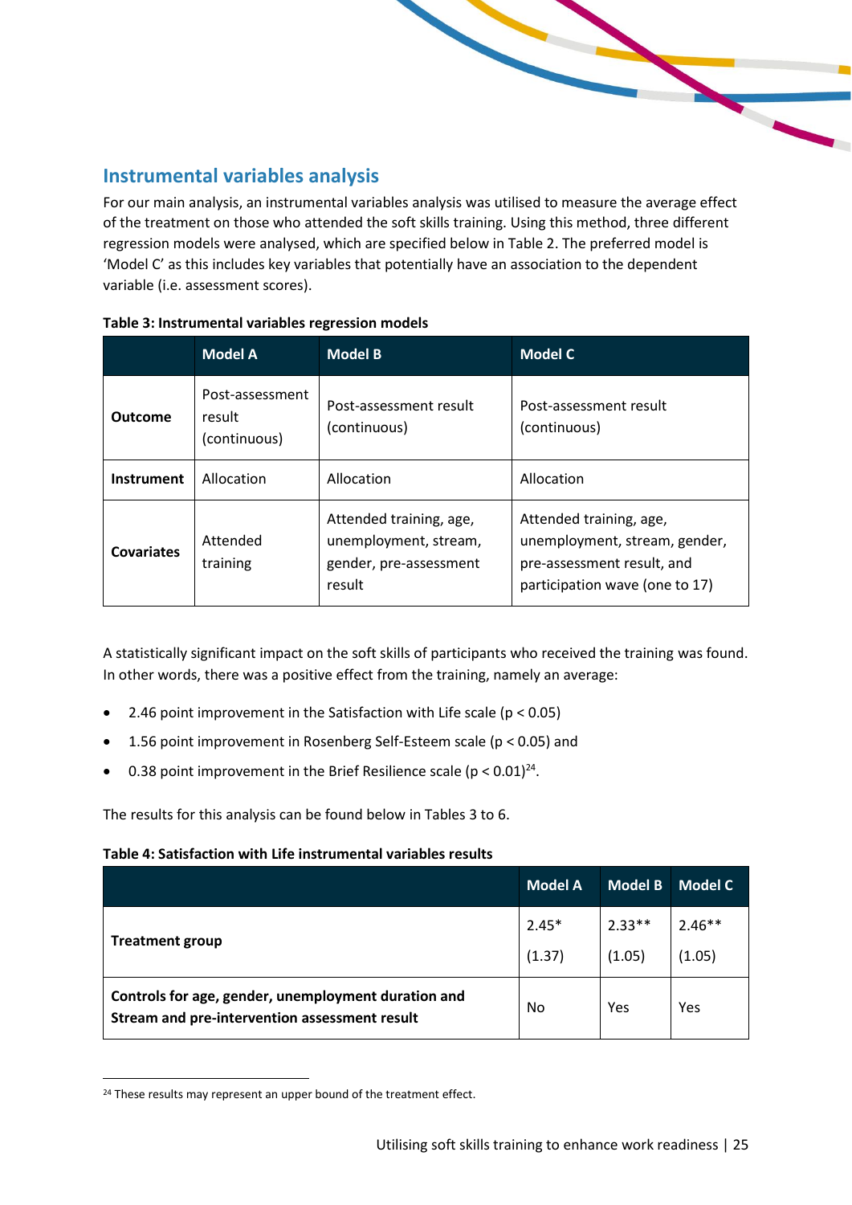## Instrumental variables analysis

For our main analysis, an instrumental variables analysis was utilised to measure the average effect of the treatment on those who attended the soft skills training. Using this method, three different regression models were analysed, which are specified below in Table 2. The preferred model is 'Model C' as this includes key variables that potentially have an association to the dependent variable (i.e. assessment scores).

**Table 3: Instrumental variables regression models**

| | Model A | Model B | Model C |
|---|---|---|---|
| **Outcome** | Post-assessment result (continuous) | Post-assessment result (continuous) | Post-assessment result (continuous) |
| **Instrument** | Allocation | Allocation | Allocation |
| **Covariates** | Attended training | Attended training, age, unemployment, stream, gender, pre-assessment result | Attended training, age, unemployment, stream, gender, pre-assessment result, and participation wave (one to 17) |

A statistically significant impact on the soft skills of participants who received the training was found. In other words, there was a positive effect from the training, namely an average:

- 2.46 point improvement in the Satisfaction with Life scale ($p < 0.05$)
- 1.56 point improvement in Rosenberg Self-Esteem scale ($p < 0.05$) and
- 0.38 point improvement in the Brief Resilience scale ($p < 0.01$)[24].

The results for this analysis can be found below in Tables 3 to 6.

**Table 4: Satisfaction with Life instrumental variables results**

| | Model A | Model B | Model C |
|---|---|---|---|
| **Treatment group** | 2.45* (1.37) | 2.33** (1.05) | 2.46** (1.05) |
| **Controls for age, gender, unemployment duration and Stream and pre-intervention assessment result** | No | Yes | Yes |

[24] These results may represent an upper bound of the treatment effect.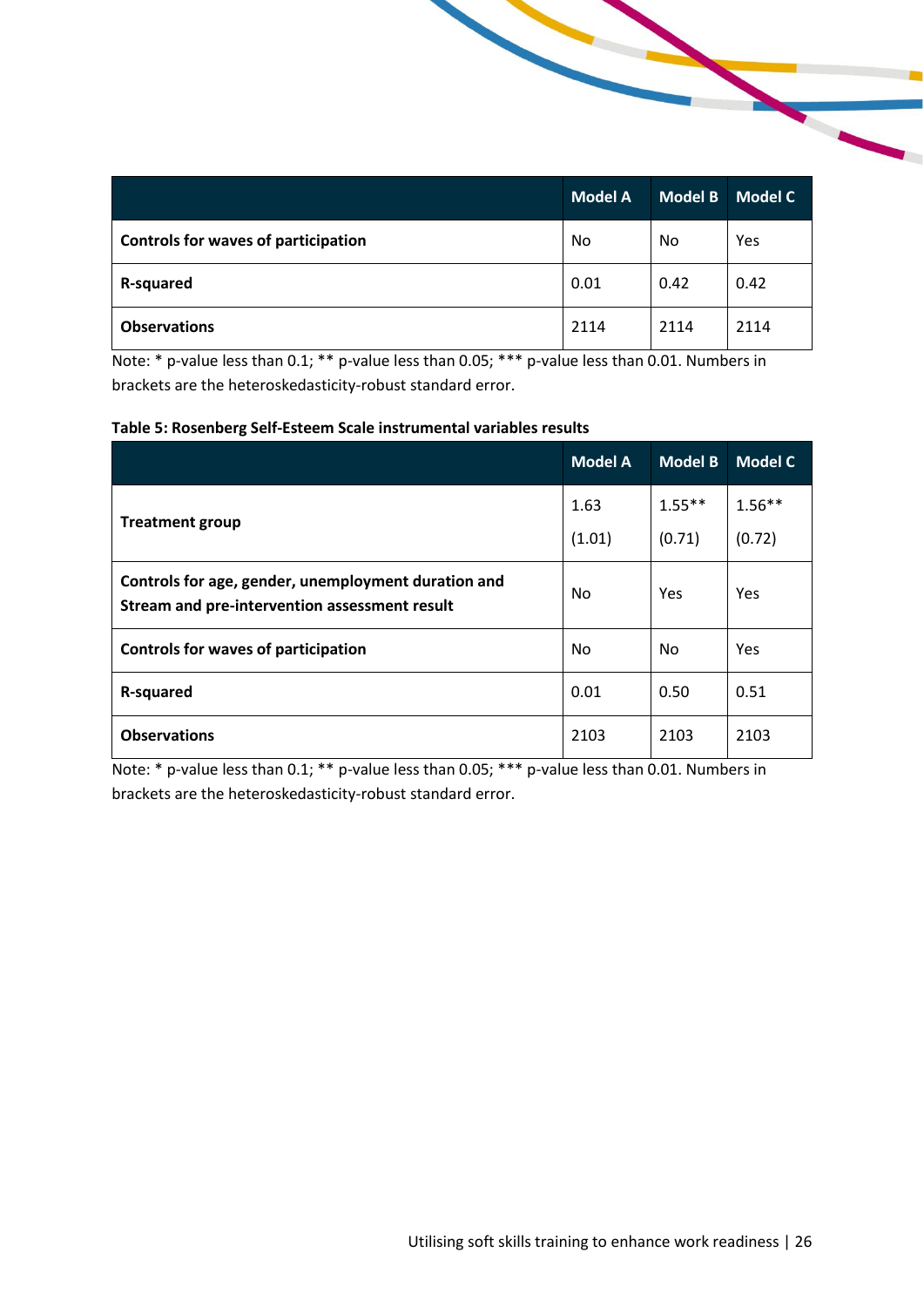| | Model A | Model B | Model C |
|---|---|---|---|
| **Controls for waves of participation** | No | No | Yes |
| **R-squared** | 0.01 | 0.42 | 0.42 |
| **Observations** | 2114 | 2114 | 2114 |

Note: * p-value less than 0.1; ** p-value less than 0.05; *** p-value less than 0.01. Numbers in brackets are the heteroskedasticity-robust standard error.

**Table 5: Rosenberg Self-Esteem Scale instrumental variables results**

| | Model A | Model B | Model C |
|---|---|---|---|
| **Treatment group** | 1.63 (1.01) | 1.55** (0.71) | 1.56** (0.72) |
| **Controls for age, gender, unemployment duration and Stream and pre-intervention assessment result** | No | Yes | Yes |
| **Controls for waves of participation** | No | No | Yes |
| **R-squared** | 0.01 | 0.50 | 0.51 |
| **Observations** | 2103 | 2103 | 2103 |

Note: * p-value less than 0.1; ** p-value less than 0.05; *** p-value less than 0.01. Numbers in brackets are the heteroskedasticity-robust standard error.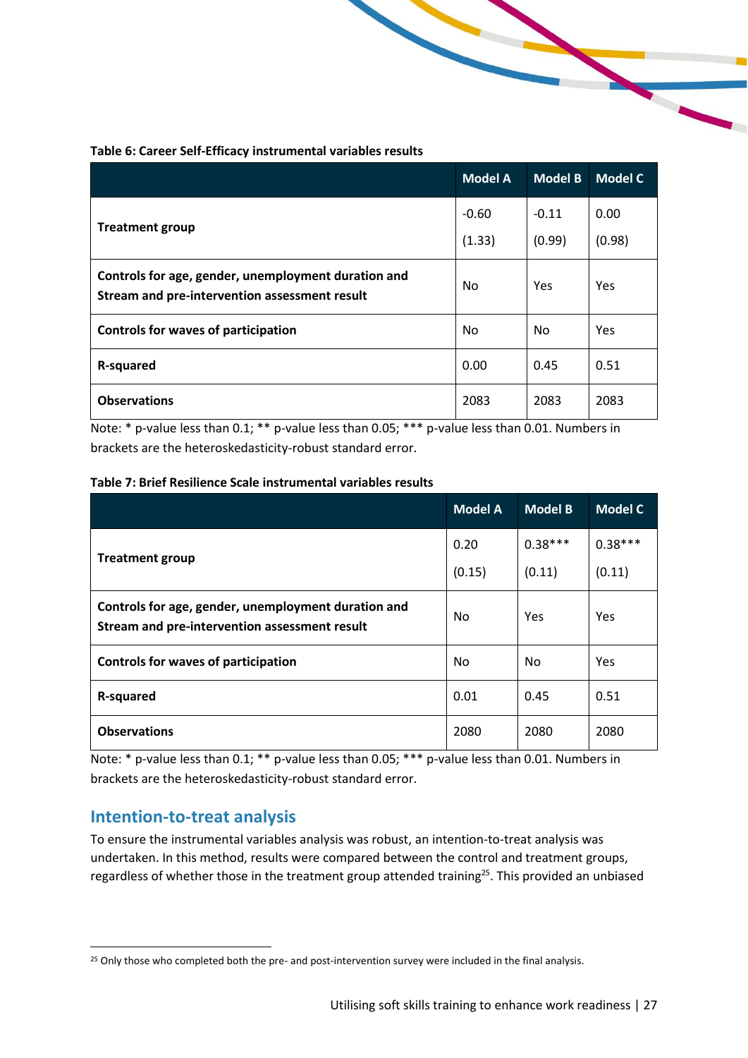**Table 6: Career Self-Efficacy instrumental variables results**

| | Model A | Model B | Model C |
|---|---|---|---|
| **Treatment group** | -0.60<br>(1.33) | -0.11<br>(0.99) | 0.00<br>(0.98) |
| **Controls for age, gender, unemployment duration and Stream and pre-intervention assessment result** | No | Yes | Yes |
| **Controls for waves of participation** | No | No | Yes |
| **R-squared** | 0.00 | 0.45 | 0.51 |
| **Observations** | 2083 | 2083 | 2083 |

Note: * p-value less than 0.1; ** p-value less than 0.05; *** p-value less than 0.01. Numbers in brackets are the heteroskedasticity-robust standard error.

**Table 7: Brief Resilience Scale instrumental variables results**

| | Model A | Model B | Model C |
|---|---|---|---|
| **Treatment group** | 0.20<br>(0.15) | 0.38***<br>(0.11) | 0.38***<br>(0.11) |
| **Controls for age, gender, unemployment duration and Stream and pre-intervention assessment result** | No | Yes | Yes |
| **Controls for waves of participation** | No | No | Yes |
| **R-squared** | 0.01 | 0.45 | 0.51 |
| **Observations** | 2080 | 2080 | 2080 |

Note: * p-value less than 0.1; ** p-value less than 0.05; *** p-value less than 0.01. Numbers in brackets are the heteroskedasticity-robust standard error.

## Intention-to-treat analysis

To ensure the instrumental variables analysis was robust, an intention-to-treat analysis was undertaken. In this method, results were compared between the control and treatment groups, regardless of whether those in the treatment group attended training[25]. This provided an unbiased

[25] Only those who completed both the pre- and post-intervention survey were included in the final analysis.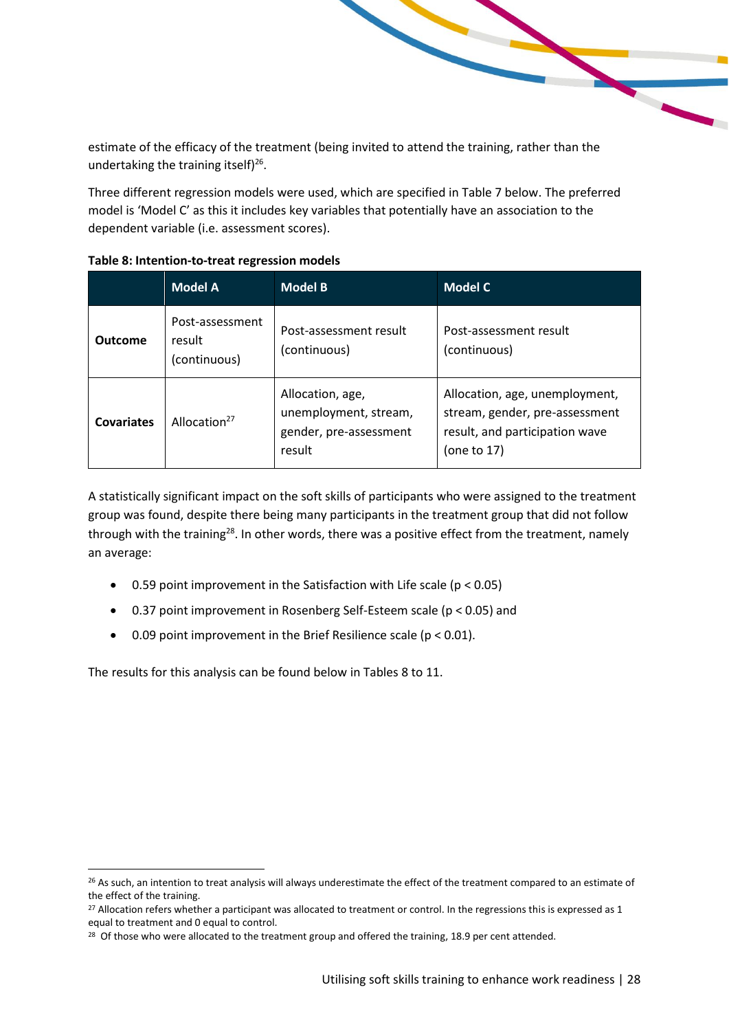estimate of the efficacy of the treatment (being invited to attend the training, rather than the undertaking the training itself)[26].

Three different regression models were used, which are specified in Table 7 below. The preferred model is 'Model C' as this it includes key variables that potentially have an association to the dependent variable (i.e. assessment scores).

**Table 8: Intention-to-treat regression models**

| | Model A | Model B | Model C |
|---|---|---|---|
| **Outcome** | Post-assessment result (continuous) | Post-assessment result (continuous) | Post-assessment result (continuous) |
| **Covariates** | Allocation[27] | Allocation, age, unemployment, stream, gender, pre-assessment result | Allocation, age, unemployment, stream, gender, pre-assessment result, and participation wave (one to 17) |

A statistically significant impact on the soft skills of participants who were assigned to the treatment group was found, despite there being many participants in the treatment group that did not follow through with the training[28]. In other words, there was a positive effect from the treatment, namely an average:

- 0.59 point improvement in the Satisfaction with Life scale ($p < 0.05$)
- 0.37 point improvement in Rosenberg Self-Esteem scale ($p < 0.05$) and
- 0.09 point improvement in the Brief Resilience scale ($p < 0.01$).

The results for this analysis can be found below in Tables 8 to 11.

---

[26] As such, an intention to treat analysis will always underestimate the effect of the treatment compared to an estimate of the effect of the training.

[27] Allocation refers whether a participant was allocated to treatment or control. In the regressions this is expressed as 1 equal to treatment and 0 equal to control.

[28] Of those who were allocated to the treatment group and offered the training, 18.9 per cent attended.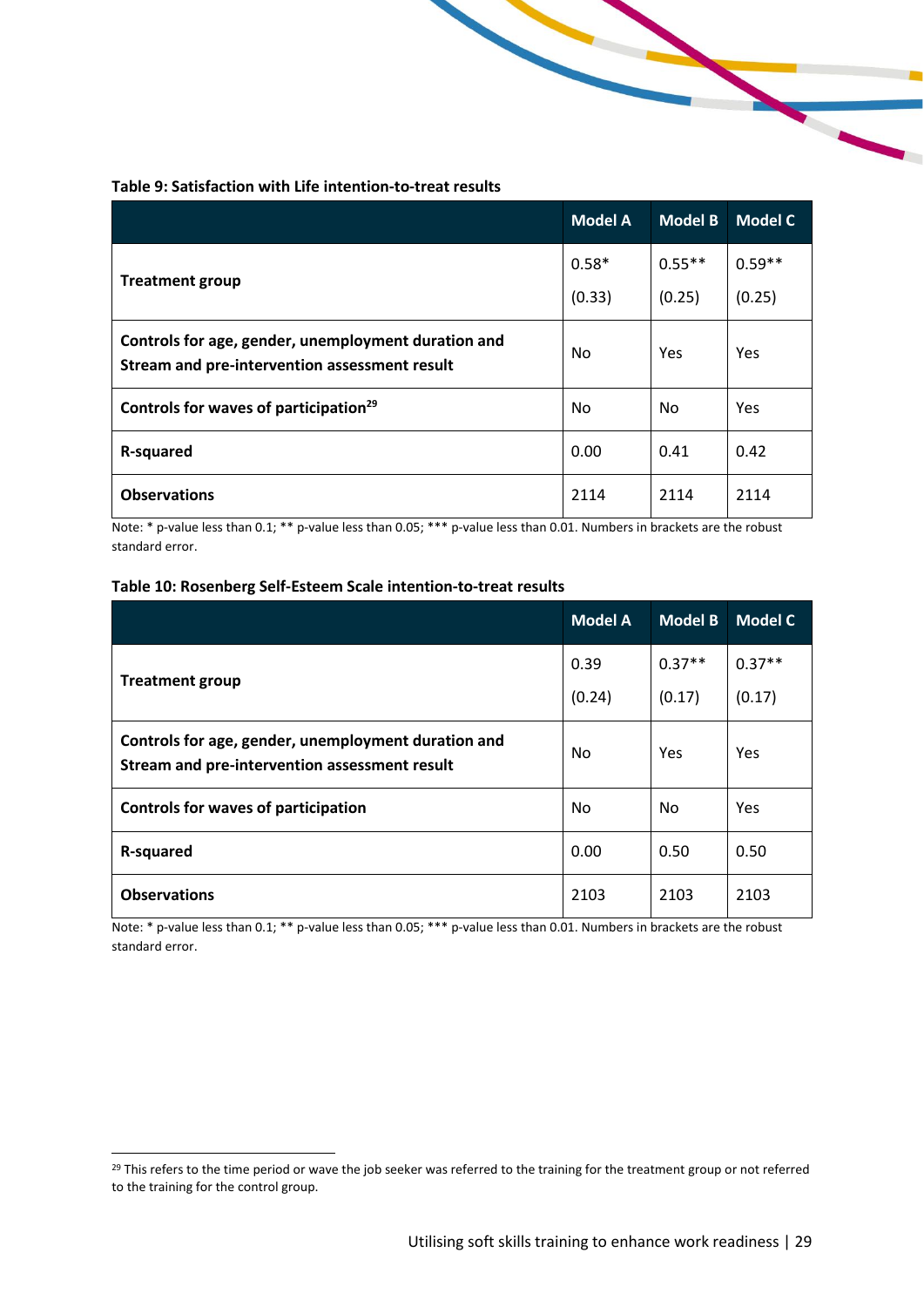**Table 9: Satisfaction with Life intention-to-treat results**

| | Model A | Model B | Model C |
|---|---|---|---|
| **Treatment group** | 0.58* (0.33) | 0.55** (0.25) | 0.59** (0.25) |
| **Controls for age, gender, unemployment duration and Stream and pre-intervention assessment result** | No | Yes | Yes |
| **Controls for waves of participation**[29] | No | No | Yes |
| **R-squared** | 0.00 | 0.41 | 0.42 |
| **Observations** | 2114 | 2114 | 2114 |

Note: * p-value less than 0.1; ** p-value less than 0.05; *** p-value less than 0.01. Numbers in brackets are the robust standard error.

**Table 10: Rosenberg Self-Esteem Scale intention-to-treat results**

| | Model A | Model B | Model C |
|---|---|---|---|
| **Treatment group** | 0.39 (0.24) | 0.37** (0.17) | 0.37** (0.17) |
| **Controls for age, gender, unemployment duration and Stream and pre-intervention assessment result** | No | Yes | Yes |
| **Controls for waves of participation** | No | No | Yes |
| **R-squared** | 0.00 | 0.50 | 0.50 |
| **Observations** | 2103 | 2103 | 2103 |

Note: * p-value less than 0.1; ** p-value less than 0.05; *** p-value less than 0.01. Numbers in brackets are the robust standard error.

[29] This refers to the time period or wave the job seeker was referred to the training for the treatment group or not referred to the training for the control group.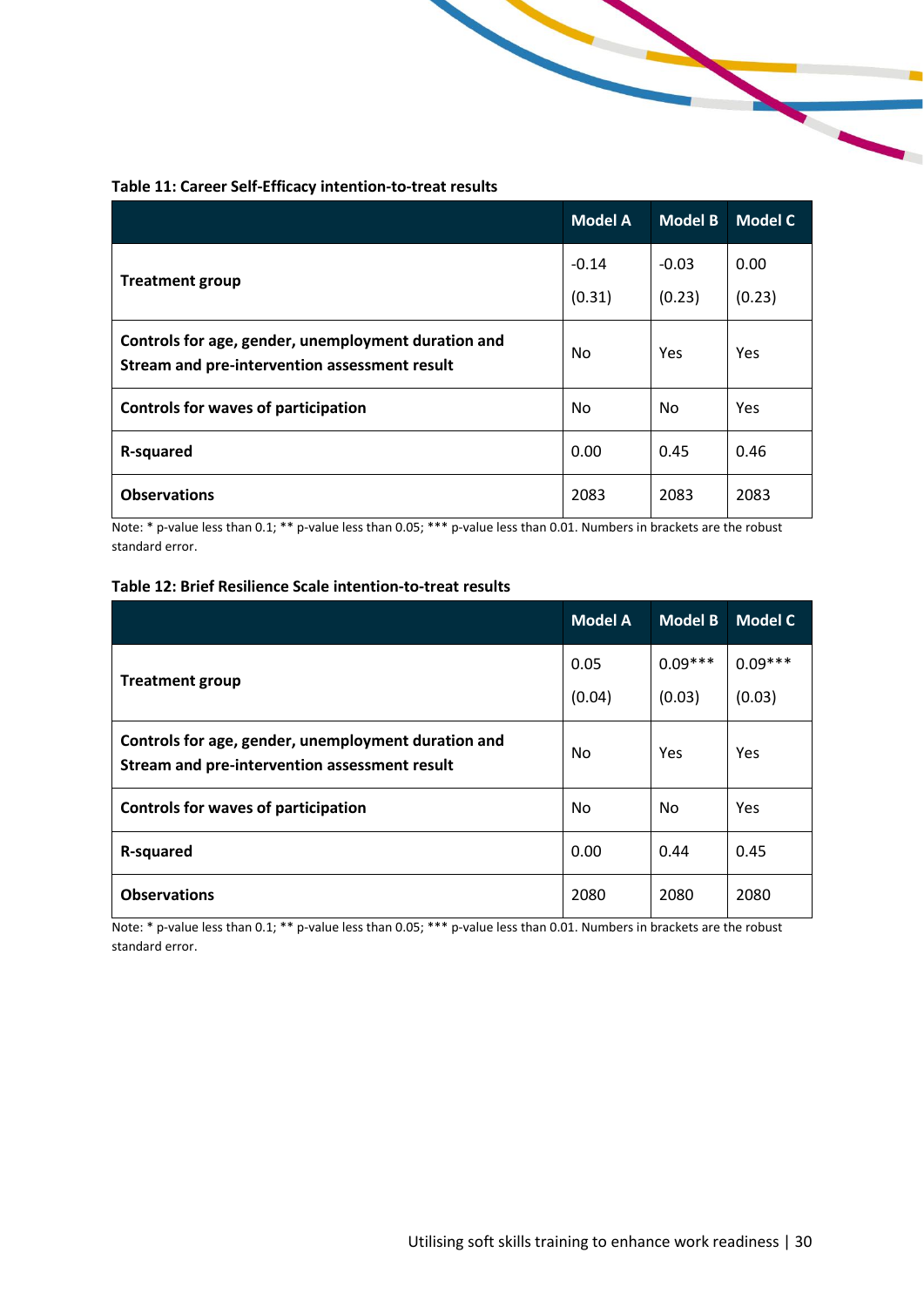**Table 11: Career Self-Efficacy intention-to-treat results**

| | Model A | Model B | Model C |
|---|---|---|---|
| **Treatment group** | -0.14 (0.31) | -0.03 (0.23) | 0.00 (0.23) |
| **Controls for age, gender, unemployment duration and Stream and pre-intervention assessment result** | No | Yes | Yes |
| **Controls for waves of participation** | No | No | Yes |
| **R-squared** | 0.00 | 0.45 | 0.46 |
| **Observations** | 2083 | 2083 | 2083 |

Note: * p-value less than 0.1; ** p-value less than 0.05; *** p-value less than 0.01. Numbers in brackets are the robust standard error.

**Table 12: Brief Resilience Scale intention-to-treat results**

| | Model A | Model B | Model C |
|---|---|---|---|
| **Treatment group** | 0.05 (0.04) | 0.09*** (0.03) | 0.09*** (0.03) |
| **Controls for age, gender, unemployment duration and Stream and pre-intervention assessment result** | No | Yes | Yes |
| **Controls for waves of participation** | No | No | Yes |
| **R-squared** | 0.00 | 0.44 | 0.45 |
| **Observations** | 2080 | 2080 | 2080 |

Note: * p-value less than 0.1; ** p-value less than 0.05; *** p-value less than 0.01. Numbers in brackets are the robust standard error.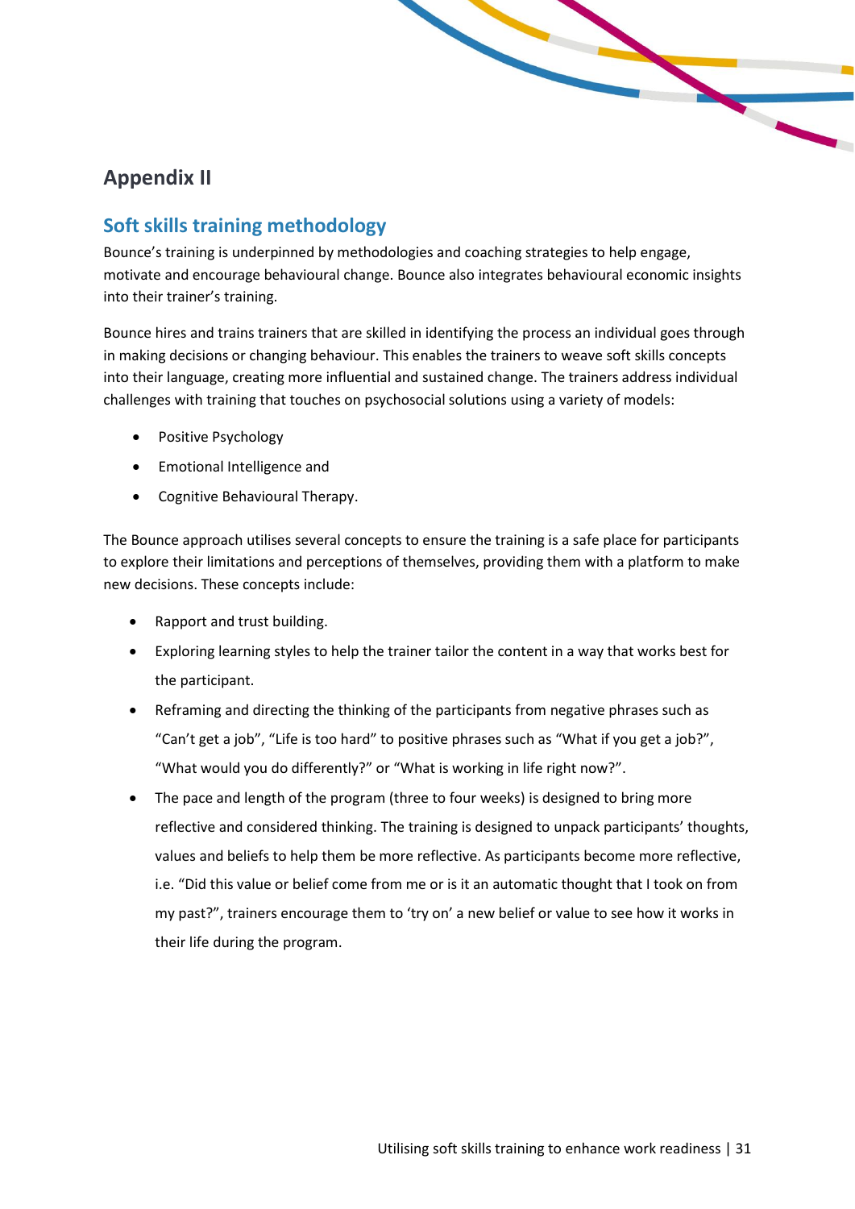# Appendix II

## Soft skills training methodology

Bounce's training is underpinned by methodologies and coaching strategies to help engage, motivate and encourage behavioural change. Bounce also integrates behavioural economic insights into their trainer's training.

Bounce hires and trains trainers that are skilled in identifying the process an individual goes through in making decisions or changing behaviour. This enables the trainers to weave soft skills concepts into their language, creating more influential and sustained change. The trainers address individual challenges with training that touches on psychosocial solutions using a variety of models:

- Positive Psychology
- Emotional Intelligence and
- Cognitive Behavioural Therapy.

The Bounce approach utilises several concepts to ensure the training is a safe place for participants to explore their limitations and perceptions of themselves, providing them with a platform to make new decisions. These concepts include:

- Rapport and trust building.
- Exploring learning styles to help the trainer tailor the content in a way that works best for the participant.
- Reframing and directing the thinking of the participants from negative phrases such as "Can't get a job", "Life is too hard" to positive phrases such as "What if you get a job?", "What would you do differently?" or "What is working in life right now?".
- The pace and length of the program (three to four weeks) is designed to bring more reflective and considered thinking. The training is designed to unpack participants' thoughts, values and beliefs to help them be more reflective. As participants become more reflective, i.e. "Did this value or belief come from me or is it an automatic thought that I took on from my past?", trainers encourage them to 'try on' a new belief or value to see how it works in their life during the program.